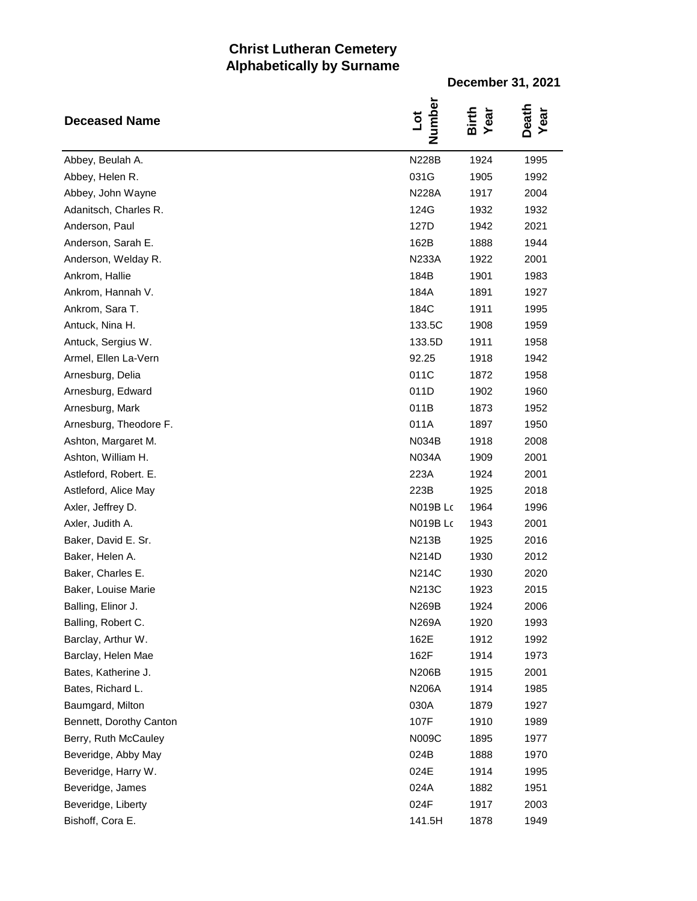# Christ Lutheran Cemetery
## Alphabetically by Surname

**December 31, 2021**

| Deceased Name | Lot Number | Birth Year | Death Year |
|---|---|---|---|
| Abbey, Beulah A. | N228B | 1924 | 1995 |
| Abbey, Helen R. | 031G | 1905 | 1992 |
| Abbey, John Wayne | N228A | 1917 | 2004 |
| Adanitsch, Charles R. | 124G | 1932 | 1932 |
| Anderson, Paul | 127D | 1942 | 2021 |
| Anderson, Sarah E. | 162B | 1888 | 1944 |
| Anderson, Welday R. | N233A | 1922 | 2001 |
| Ankrom, Hallie | 184B | 1901 | 1983 |
| Ankrom, Hannah V. | 184A | 1891 | 1927 |
| Ankrom, Sara T. | 184C | 1911 | 1995 |
| Antuck, Nina H. | 133.5C | 1908 | 1959 |
| Antuck, Sergius W. | 133.5D | 1911 | 1958 |
| Armel, Ellen La-Vern | 92.25 | 1918 | 1942 |
| Arnesburg, Delia | 011C | 1872 | 1958 |
| Arnesburg, Edward | 011D | 1902 | 1960 |
| Arnesburg, Mark | 011B | 1873 | 1952 |
| Arnesburg, Theodore F. | 011A | 1897 | 1950 |
| Ashton, Margaret M. | N034B | 1918 | 2008 |
| Ashton, William H. | N034A | 1909 | 2001 |
| Astleford, Robert. E. | 223A | 1924 | 2001 |
| Astleford, Alice May | 223B | 1925 | 2018 |
| Axler, Jeffrey D. | N019B Lc | 1964 | 1996 |
| Axler, Judith A. | N019B Lc | 1943 | 2001 |
| Baker, David E. Sr. | N213B | 1925 | 2016 |
| Baker, Helen A. | N214D | 1930 | 2012 |
| Baker, Charles E. | N214C | 1930 | 2020 |
| Baker, Louise Marie | N213C | 1923 | 2015 |
| Balling, Elinor J. | N269B | 1924 | 2006 |
| Balling, Robert C. | N269A | 1920 | 1993 |
| Barclay, Arthur W. | 162E | 1912 | 1992 |
| Barclay, Helen Mae | 162F | 1914 | 1973 |
| Bates, Katherine J. | N206B | 1915 | 2001 |
| Bates, Richard L. | N206A | 1914 | 1985 |
| Baumgard, Milton | 030A | 1879 | 1927 |
| Bennett, Dorothy Canton | 107F | 1910 | 1989 |
| Berry, Ruth McCauley | N009C | 1895 | 1977 |
| Beveridge, Abby May | 024B | 1888 | 1970 |
| Beveridge, Harry W. | 024E | 1914 | 1995 |
| Beveridge, James | 024A | 1882 | 1951 |
| Beveridge, Liberty | 024F | 1917 | 2003 |
| Bishoff, Cora E. | 141.5H | 1878 | 1949 |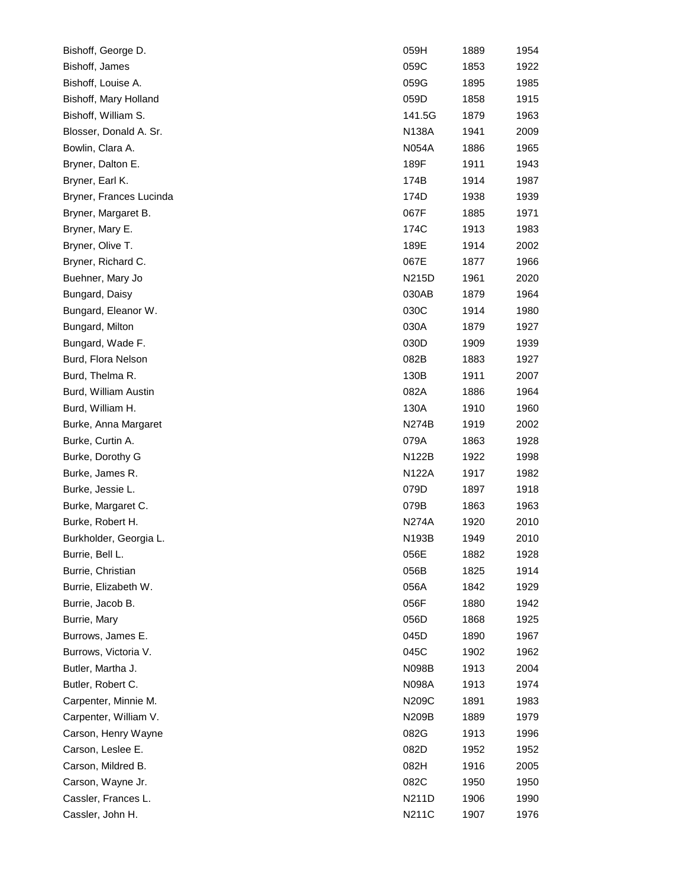| Bishoff, George D. | 059H | 1889 | 1954 |
|---|---|---|---|
| Bishoff, James | 059C | 1853 | 1922 |
| Bishoff, Louise A. | 059G | 1895 | 1985 |
| Bishoff, Mary Holland | 059D | 1858 | 1915 |
| Bishoff, William S. | 141.5G | 1879 | 1963 |
| Blosser, Donald A. Sr. | N138A | 1941 | 2009 |
| Bowlin, Clara A. | N054A | 1886 | 1965 |
| Bryner, Dalton E. | 189F | 1911 | 1943 |
| Bryner, Earl K. | 174B | 1914 | 1987 |
| Bryner, Frances Lucinda | 174D | 1938 | 1939 |
| Bryner, Margaret B. | 067F | 1885 | 1971 |
| Bryner, Mary E. | 174C | 1913 | 1983 |
| Bryner, Olive T. | 189E | 1914 | 2002 |
| Bryner, Richard C. | 067E | 1877 | 1966 |
| Buehner, Mary Jo | N215D | 1961 | 2020 |
| Bungard, Daisy | 030AB | 1879 | 1964 |
| Bungard, Eleanor W. | 030C | 1914 | 1980 |
| Bungard, Milton | 030A | 1879 | 1927 |
| Bungard, Wade F. | 030D | 1909 | 1939 |
| Burd, Flora Nelson | 082B | 1883 | 1927 |
| Burd, Thelma R. | 130B | 1911 | 2007 |
| Burd, William Austin | 082A | 1886 | 1964 |
| Burd, William H. | 130A | 1910 | 1960 |
| Burke, Anna Margaret | N274B | 1919 | 2002 |
| Burke, Curtin A. | 079A | 1863 | 1928 |
| Burke, Dorothy G | N122B | 1922 | 1998 |
| Burke, James R. | N122A | 1917 | 1982 |
| Burke, Jessie L. | 079D | 1897 | 1918 |
| Burke, Margaret C. | 079B | 1863 | 1963 |
| Burke, Robert H. | N274A | 1920 | 2010 |
| Burkholder, Georgia L. | N193B | 1949 | 2010 |
| Burrie, Bell L. | 056E | 1882 | 1928 |
| Burrie, Christian | 056B | 1825 | 1914 |
| Burrie, Elizabeth W. | 056A | 1842 | 1929 |
| Burrie, Jacob B. | 056F | 1880 | 1942 |
| Burrie, Mary | 056D | 1868 | 1925 |
| Burrows, James E. | 045D | 1890 | 1967 |
| Burrows, Victoria V. | 045C | 1902 | 1962 |
| Butler, Martha J. | N098B | 1913 | 2004 |
| Butler, Robert C. | N098A | 1913 | 1974 |
| Carpenter, Minnie M. | N209C | 1891 | 1983 |
| Carpenter, William V. | N209B | 1889 | 1979 |
| Carson, Henry Wayne | 082G | 1913 | 1996 |
| Carson, Leslee E. | 082D | 1952 | 1952 |
| Carson, Mildred B. | 082H | 1916 | 2005 |
| Carson, Wayne Jr. | 082C | 1950 | 1950 |
| Cassler, Frances L. | N211D | 1906 | 1990 |
| Cassler, John H. | N211C | 1907 | 1976 |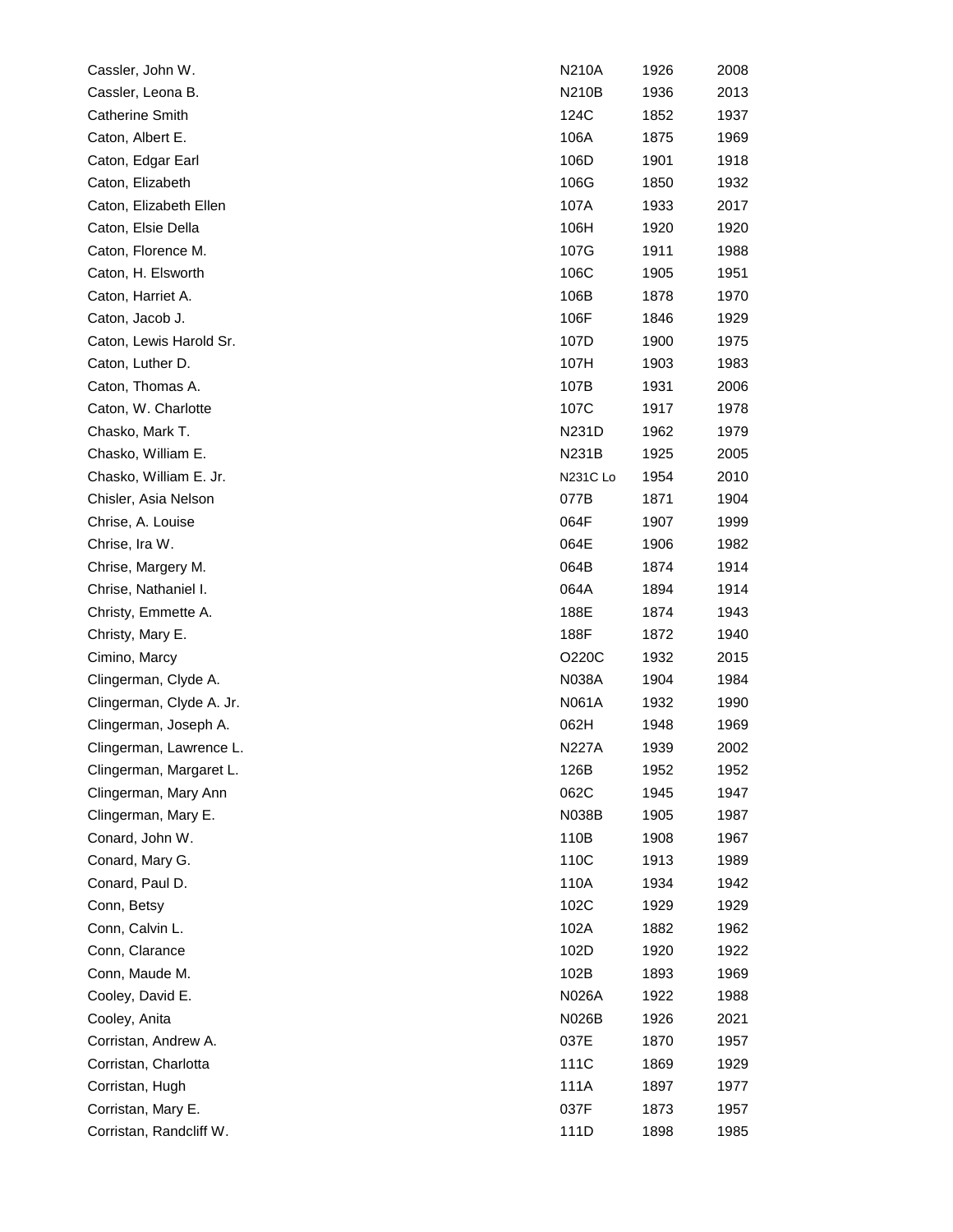| | | | |
|---|---|---|---|
| Cassler, John W. | N210A | 1926 | 2008 |
| Cassler, Leona B. | N210B | 1936 | 2013 |
| Catherine Smith | 124C | 1852 | 1937 |
| Caton, Albert E. | 106A | 1875 | 1969 |
| Caton, Edgar Earl | 106D | 1901 | 1918 |
| Caton, Elizabeth | 106G | 1850 | 1932 |
| Caton, Elizabeth Ellen | 107A | 1933 | 2017 |
| Caton, Elsie Della | 106H | 1920 | 1920 |
| Caton, Florence M. | 107G | 1911 | 1988 |
| Caton, H. Elsworth | 106C | 1905 | 1951 |
| Caton, Harriet A. | 106B | 1878 | 1970 |
| Caton, Jacob J. | 106F | 1846 | 1929 |
| Caton, Lewis Harold Sr. | 107D | 1900 | 1975 |
| Caton, Luther D. | 107H | 1903 | 1983 |
| Caton, Thomas A. | 107B | 1931 | 2006 |
| Caton, W. Charlotte | 107C | 1917 | 1978 |
| Chasko, Mark T. | N231D | 1962 | 1979 |
| Chasko, William E. | N231B | 1925 | 2005 |
| Chasko, William E. Jr. | N231C Lo | 1954 | 2010 |
| Chisler, Asia Nelson | 077B | 1871 | 1904 |
| Chrise, A. Louise | 064F | 1907 | 1999 |
| Chrise, Ira W. | 064E | 1906 | 1982 |
| Chrise, Margery M. | 064B | 1874 | 1914 |
| Chrise, Nathaniel I. | 064A | 1894 | 1914 |
| Christy, Emmette A. | 188E | 1874 | 1943 |
| Christy, Mary E. | 188F | 1872 | 1940 |
| Cimino, Marcy | O220C | 1932 | 2015 |
| Clingerman, Clyde A. | N038A | 1904 | 1984 |
| Clingerman, Clyde A. Jr. | N061A | 1932 | 1990 |
| Clingerman, Joseph A. | 062H | 1948 | 1969 |
| Clingerman, Lawrence L. | N227A | 1939 | 2002 |
| Clingerman, Margaret L. | 126B | 1952 | 1952 |
| Clingerman, Mary Ann | 062C | 1945 | 1947 |
| Clingerman, Mary E. | N038B | 1905 | 1987 |
| Conard, John W. | 110B | 1908 | 1967 |
| Conard, Mary G. | 110C | 1913 | 1989 |
| Conard, Paul D. | 110A | 1934 | 1942 |
| Conn, Betsy | 102C | 1929 | 1929 |
| Conn, Calvin L. | 102A | 1882 | 1962 |
| Conn, Clarance | 102D | 1920 | 1922 |
| Conn, Maude M. | 102B | 1893 | 1969 |
| Cooley, David E. | N026A | 1922 | 1988 |
| Cooley, Anita | N026B | 1926 | 2021 |
| Corristan, Andrew A. | 037E | 1870 | 1957 |
| Corristan, Charlotta | 111C | 1869 | 1929 |
| Corristan, Hugh | 111A | 1897 | 1977 |
| Corristan, Mary E. | 037F | 1873 | 1957 |
| Corristan, Randcliff W. | 111D | 1898 | 1985 |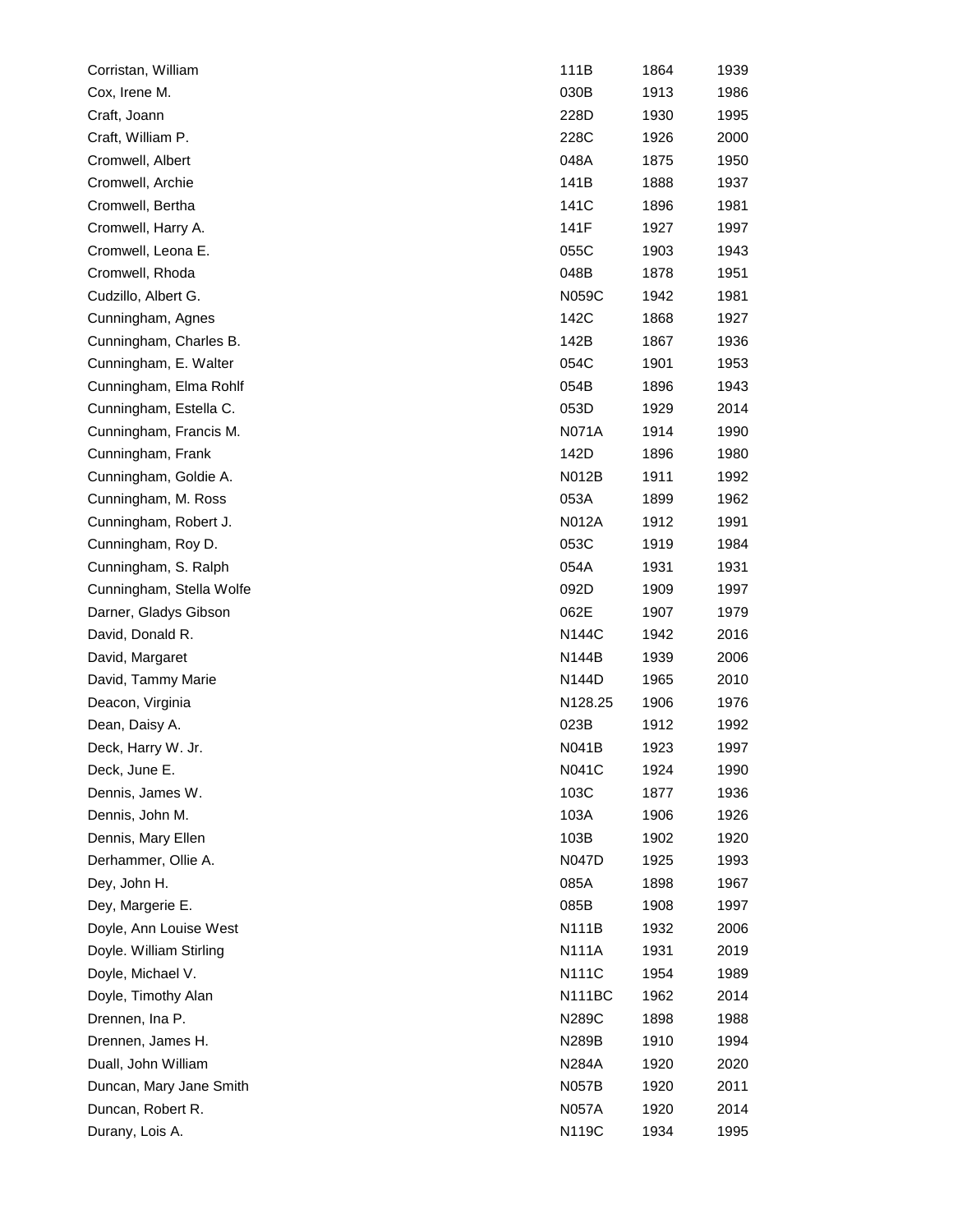| | | | |
|---|---|---|---|
| Corristan, William | 111B | 1864 | 1939 |
| Cox, Irene M. | 030B | 1913 | 1986 |
| Craft, Joann | 228D | 1930 | 1995 |
| Craft, William P. | 228C | 1926 | 2000 |
| Cromwell, Albert | 048A | 1875 | 1950 |
| Cromwell, Archie | 141B | 1888 | 1937 |
| Cromwell, Bertha | 141C | 1896 | 1981 |
| Cromwell, Harry A. | 141F | 1927 | 1997 |
| Cromwell, Leona E. | 055C | 1903 | 1943 |
| Cromwell, Rhoda | 048B | 1878 | 1951 |
| Cudzillo, Albert G. | N059C | 1942 | 1981 |
| Cunningham, Agnes | 142C | 1868 | 1927 |
| Cunningham, Charles B. | 142B | 1867 | 1936 |
| Cunningham, E. Walter | 054C | 1901 | 1953 |
| Cunningham, Elma Rohlf | 054B | 1896 | 1943 |
| Cunningham, Estella C. | 053D | 1929 | 2014 |
| Cunningham, Francis M. | N071A | 1914 | 1990 |
| Cunningham, Frank | 142D | 1896 | 1980 |
| Cunningham, Goldie A. | N012B | 1911 | 1992 |
| Cunningham, M. Ross | 053A | 1899 | 1962 |
| Cunningham, Robert J. | N012A | 1912 | 1991 |
| Cunningham, Roy D. | 053C | 1919 | 1984 |
| Cunningham, S. Ralph | 054A | 1931 | 1931 |
| Cunningham, Stella Wolfe | 092D | 1909 | 1997 |
| Darner, Gladys Gibson | 062E | 1907 | 1979 |
| David, Donald R. | N144C | 1942 | 2016 |
| David, Margaret | N144B | 1939 | 2006 |
| David, Tammy Marie | N144D | 1965 | 2010 |
| Deacon, Virginia | N128.25 | 1906 | 1976 |
| Dean, Daisy A. | 023B | 1912 | 1992 |
| Deck, Harry W. Jr. | N041B | 1923 | 1997 |
| Deck, June E. | N041C | 1924 | 1990 |
| Dennis, James W. | 103C | 1877 | 1936 |
| Dennis, John M. | 103A | 1906 | 1926 |
| Dennis, Mary Ellen | 103B | 1902 | 1920 |
| Derhammer, Ollie A. | N047D | 1925 | 1993 |
| Dey, John H. | 085A | 1898 | 1967 |
| Dey, Margerie E. | 085B | 1908 | 1997 |
| Doyle, Ann Louise West | N111B | 1932 | 2006 |
| Doyle. William Stirling | N111A | 1931 | 2019 |
| Doyle, Michael V. | N111C | 1954 | 1989 |
| Doyle, Timothy Alan | N111BC | 1962 | 2014 |
| Drennen, Ina P. | N289C | 1898 | 1988 |
| Drennen, James H. | N289B | 1910 | 1994 |
| Duall, John William | N284A | 1920 | 2020 |
| Duncan, Mary Jane Smith | N057B | 1920 | 2011 |
| Duncan, Robert R. | N057A | 1920 | 2014 |
| Durany, Lois A. | N119C | 1934 | 1995 |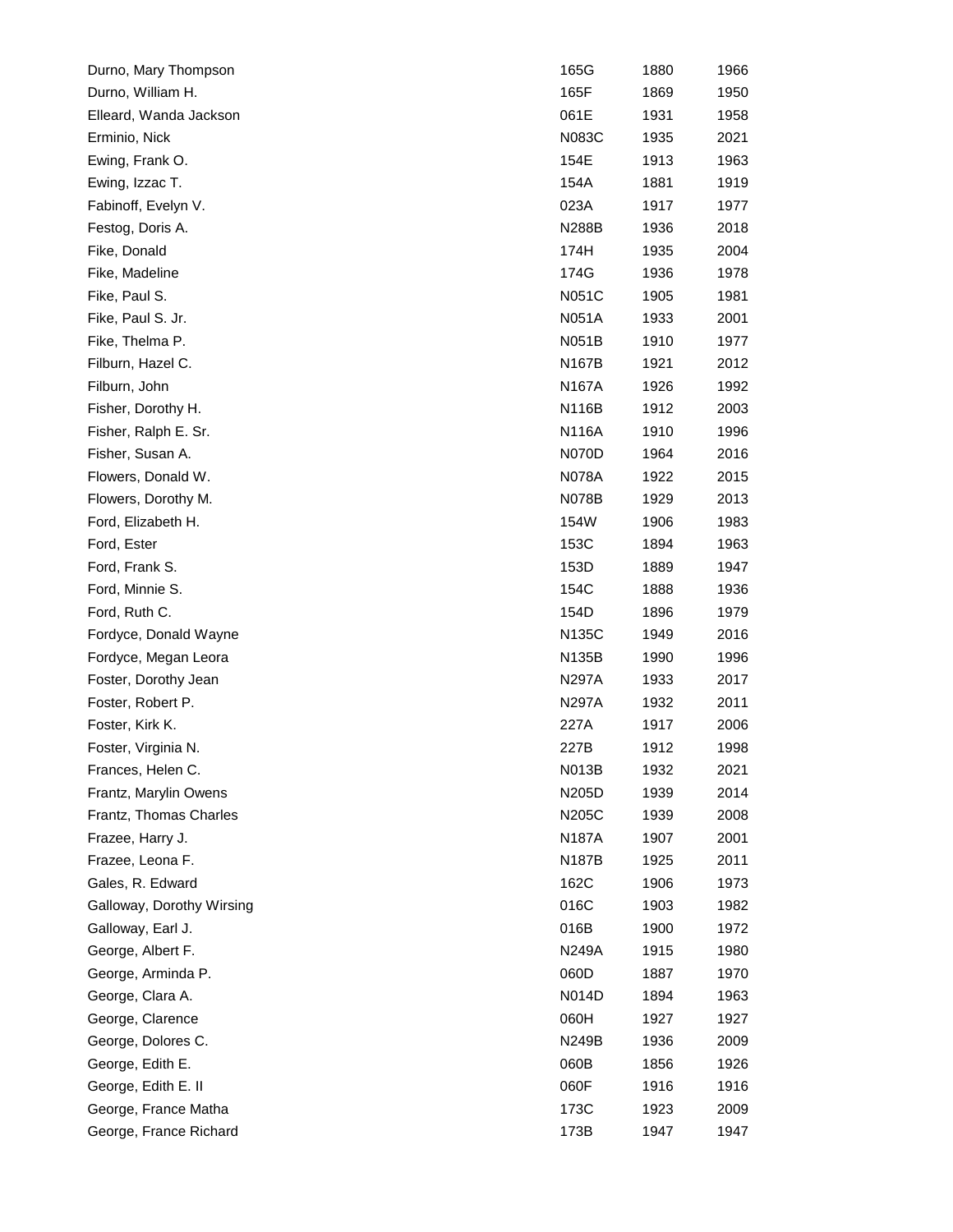| | | | |
|---|---|---|---|
| Durno, Mary Thompson | 165G | 1880 | 1966 |
| Durno, William H. | 165F | 1869 | 1950 |
| Elleard, Wanda Jackson | 061E | 1931 | 1958 |
| Erminio, Nick | N083C | 1935 | 2021 |
| Ewing, Frank O. | 154E | 1913 | 1963 |
| Ewing, Izzac T. | 154A | 1881 | 1919 |
| Fabinoff, Evelyn V. | 023A | 1917 | 1977 |
| Festog, Doris A. | N288B | 1936 | 2018 |
| Fike, Donald | 174H | 1935 | 2004 |
| Fike, Madeline | 174G | 1936 | 1978 |
| Fike, Paul S. | N051C | 1905 | 1981 |
| Fike, Paul S. Jr. | N051A | 1933 | 2001 |
| Fike, Thelma P. | N051B | 1910 | 1977 |
| Filburn, Hazel C. | N167B | 1921 | 2012 |
| Filburn, John | N167A | 1926 | 1992 |
| Fisher, Dorothy H. | N116B | 1912 | 2003 |
| Fisher, Ralph E. Sr. | N116A | 1910 | 1996 |
| Fisher, Susan A. | N070D | 1964 | 2016 |
| Flowers, Donald W. | N078A | 1922 | 2015 |
| Flowers, Dorothy M. | N078B | 1929 | 2013 |
| Ford, Elizabeth H. | 154W | 1906 | 1983 |
| Ford, Ester | 153C | 1894 | 1963 |
| Ford, Frank S. | 153D | 1889 | 1947 |
| Ford, Minnie S. | 154C | 1888 | 1936 |
| Ford, Ruth C. | 154D | 1896 | 1979 |
| Fordyce, Donald Wayne | N135C | 1949 | 2016 |
| Fordyce, Megan Leora | N135B | 1990 | 1996 |
| Foster, Dorothy Jean | N297A | 1933 | 2017 |
| Foster, Robert P. | N297A | 1932 | 2011 |
| Foster, Kirk K. | 227A | 1917 | 2006 |
| Foster, Virginia N. | 227B | 1912 | 1998 |
| Frances, Helen C. | N013B | 1932 | 2021 |
| Frantz, Marylin Owens | N205D | 1939 | 2014 |
| Frantz, Thomas Charles | N205C | 1939 | 2008 |
| Frazee, Harry J. | N187A | 1907 | 2001 |
| Frazee, Leona F. | N187B | 1925 | 2011 |
| Gales, R. Edward | 162C | 1906 | 1973 |
| Galloway, Dorothy Wirsing | 016C | 1903 | 1982 |
| Galloway, Earl J. | 016B | 1900 | 1972 |
| George, Albert F. | N249A | 1915 | 1980 |
| George, Arminda P. | 060D | 1887 | 1970 |
| George, Clara A. | N014D | 1894 | 1963 |
| George, Clarence | 060H | 1927 | 1927 |
| George, Dolores C. | N249B | 1936 | 2009 |
| George, Edith E. | 060B | 1856 | 1926 |
| George, Edith E. II | 060F | 1916 | 1916 |
| George, France Matha | 173C | 1923 | 2009 |
| George, France Richard | 173B | 1947 | 1947 |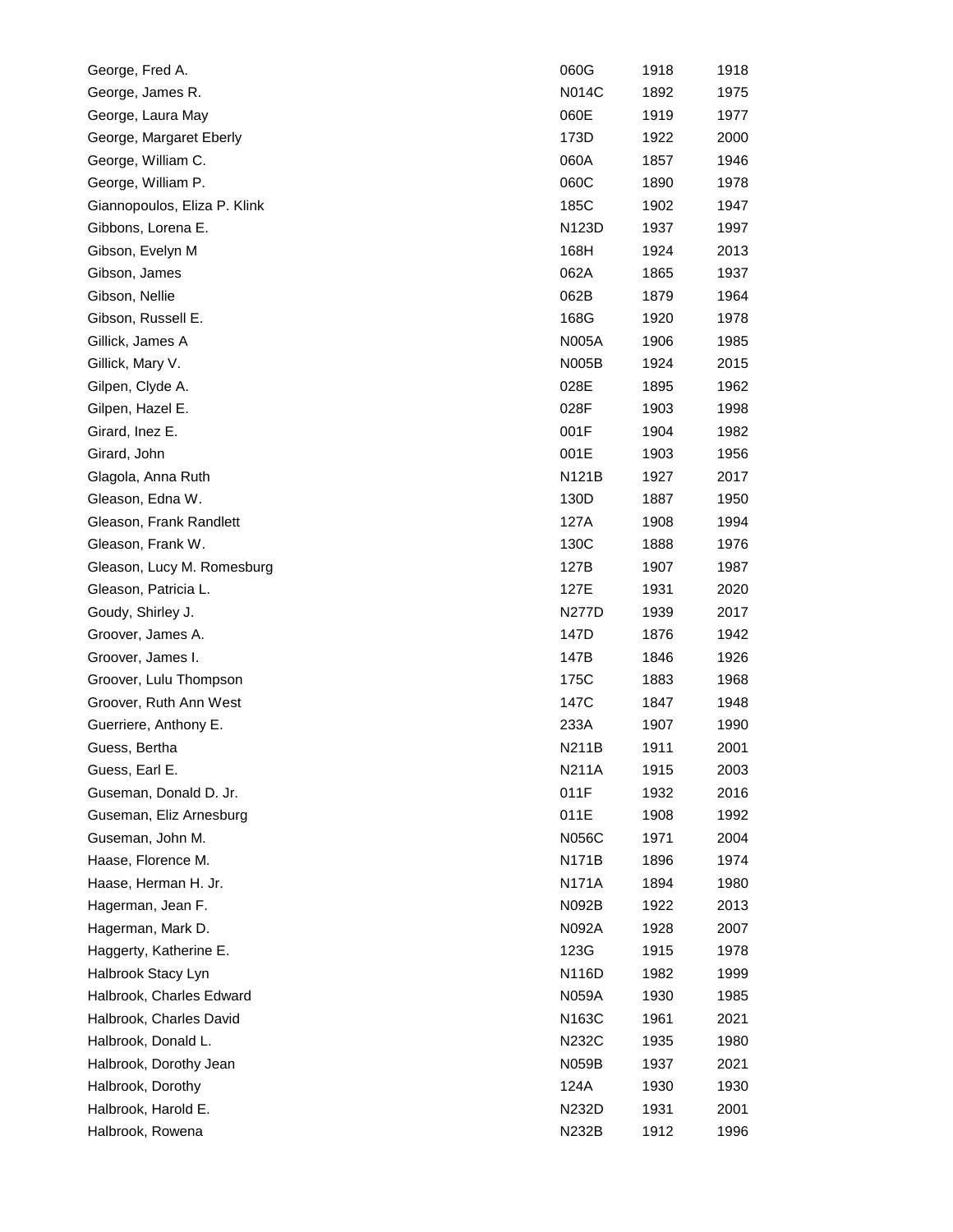| | | | |
|---|---|---|---|
| George, Fred A. | 060G | 1918 | 1918 |
| George, James R. | N014C | 1892 | 1975 |
| George, Laura May | 060E | 1919 | 1977 |
| George, Margaret Eberly | 173D | 1922 | 2000 |
| George, William C. | 060A | 1857 | 1946 |
| George, William P. | 060C | 1890 | 1978 |
| Giannopoulos, Eliza P. Klink | 185C | 1902 | 1947 |
| Gibbons, Lorena E. | N123D | 1937 | 1997 |
| Gibson, Evelyn M | 168H | 1924 | 2013 |
| Gibson, James | 062A | 1865 | 1937 |
| Gibson, Nellie | 062B | 1879 | 1964 |
| Gibson, Russell E. | 168G | 1920 | 1978 |
| Gillick, James A | N005A | 1906 | 1985 |
| Gillick, Mary V. | N005B | 1924 | 2015 |
| Gilpen, Clyde A. | 028E | 1895 | 1962 |
| Gilpen, Hazel E. | 028F | 1903 | 1998 |
| Girard, Inez E. | 001F | 1904 | 1982 |
| Girard, John | 001E | 1903 | 1956 |
| Glagola, Anna Ruth | N121B | 1927 | 2017 |
| Gleason, Edna W. | 130D | 1887 | 1950 |
| Gleason, Frank Randlett | 127A | 1908 | 1994 |
| Gleason, Frank W. | 130C | 1888 | 1976 |
| Gleason, Lucy M. Romesburg | 127B | 1907 | 1987 |
| Gleason, Patricia L. | 127E | 1931 | 2020 |
| Goudy, Shirley J. | N277D | 1939 | 2017 |
| Groover, James A. | 147D | 1876 | 1942 |
| Groover, James I. | 147B | 1846 | 1926 |
| Groover, Lulu Thompson | 175C | 1883 | 1968 |
| Groover, Ruth Ann West | 147C | 1847 | 1948 |
| Guerriere, Anthony E. | 233A | 1907 | 1990 |
| Guess, Bertha | N211B | 1911 | 2001 |
| Guess, Earl E. | N211A | 1915 | 2003 |
| Guseman, Donald D. Jr. | 011F | 1932 | 2016 |
| Guseman, Eliz Arnesburg | 011E | 1908 | 1992 |
| Guseman, John M. | N056C | 1971 | 2004 |
| Haase, Florence M. | N171B | 1896 | 1974 |
| Haase, Herman H. Jr. | N171A | 1894 | 1980 |
| Hagerman, Jean F. | N092B | 1922 | 2013 |
| Hagerman, Mark D. | N092A | 1928 | 2007 |
| Haggerty, Katherine E. | 123G | 1915 | 1978 |
| Halbrook Stacy Lyn | N116D | 1982 | 1999 |
| Halbrook, Charles Edward | N059A | 1930 | 1985 |
| Halbrook, Charles David | N163C | 1961 | 2021 |
| Halbrook, Donald L. | N232C | 1935 | 1980 |
| Halbrook, Dorothy Jean | N059B | 1937 | 2021 |
| Halbrook, Dorothy | 124A | 1930 | 1930 |
| Halbrook, Harold E. | N232D | 1931 | 2001 |
| Halbrook, Rowena | N232B | 1912 | 1996 |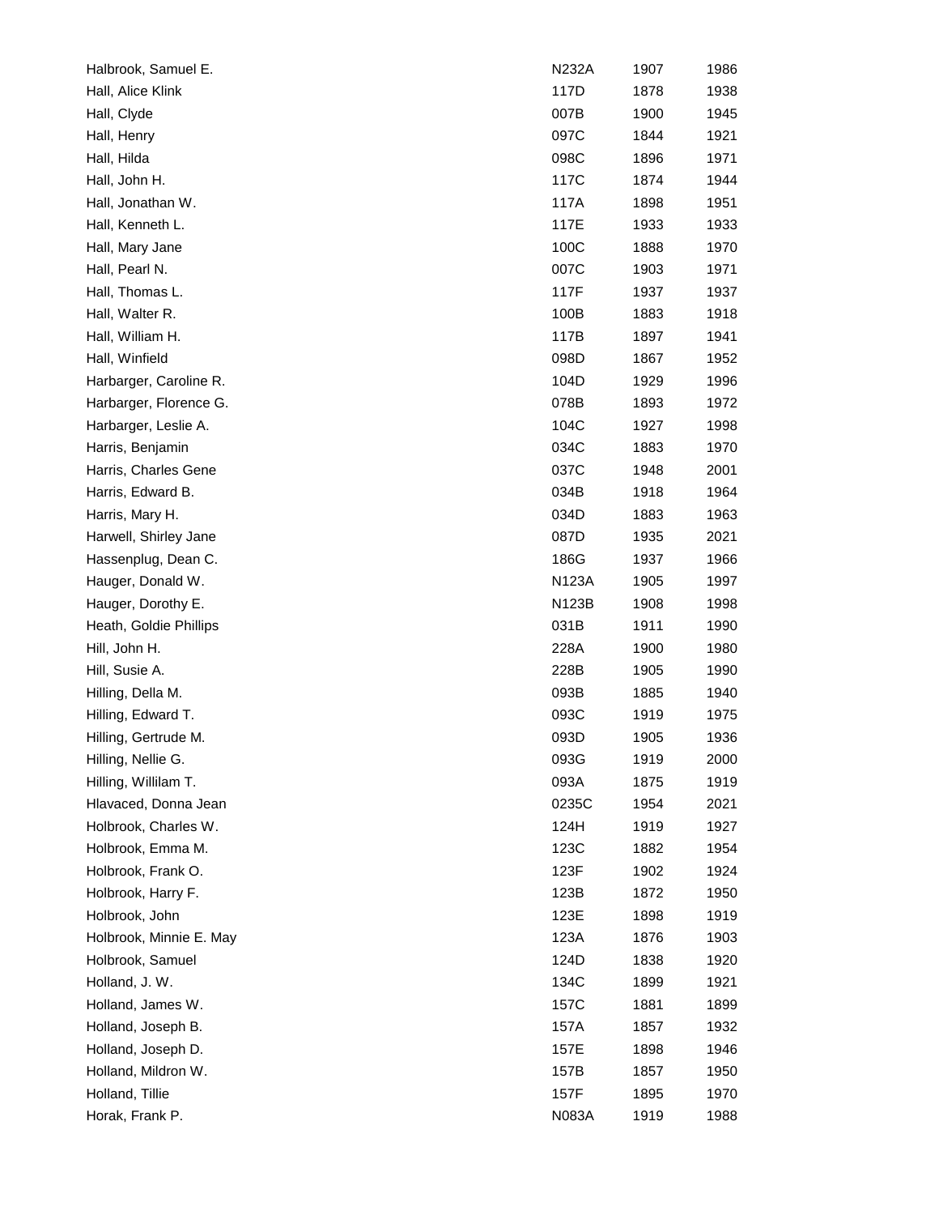| | | | |
|---|---|---|---|
| Halbrook, Samuel E. | N232A | 1907 | 1986 |
| Hall, Alice Klink | 117D | 1878 | 1938 |
| Hall, Clyde | 007B | 1900 | 1945 |
| Hall, Henry | 097C | 1844 | 1921 |
| Hall, Hilda | 098C | 1896 | 1971 |
| Hall, John H. | 117C | 1874 | 1944 |
| Hall, Jonathan W. | 117A | 1898 | 1951 |
| Hall, Kenneth L. | 117E | 1933 | 1933 |
| Hall, Mary Jane | 100C | 1888 | 1970 |
| Hall, Pearl N. | 007C | 1903 | 1971 |
| Hall, Thomas L. | 117F | 1937 | 1937 |
| Hall, Walter R. | 100B | 1883 | 1918 |
| Hall, William H. | 117B | 1897 | 1941 |
| Hall, Winfield | 098D | 1867 | 1952 |
| Harbarger, Caroline R. | 104D | 1929 | 1996 |
| Harbarger, Florence G. | 078B | 1893 | 1972 |
| Harbarger, Leslie A. | 104C | 1927 | 1998 |
| Harris, Benjamin | 034C | 1883 | 1970 |
| Harris, Charles Gene | 037C | 1948 | 2001 |
| Harris, Edward B. | 034B | 1918 | 1964 |
| Harris, Mary H. | 034D | 1883 | 1963 |
| Harwell, Shirley Jane | 087D | 1935 | 2021 |
| Hassenplug, Dean C. | 186G | 1937 | 1966 |
| Hauger, Donald W. | N123A | 1905 | 1997 |
| Hauger, Dorothy E. | N123B | 1908 | 1998 |
| Heath, Goldie Phillips | 031B | 1911 | 1990 |
| Hill, John H. | 228A | 1900 | 1980 |
| Hill, Susie A. | 228B | 1905 | 1990 |
| Hilling, Della M. | 093B | 1885 | 1940 |
| Hilling, Edward T. | 093C | 1919 | 1975 |
| Hilling, Gertrude M. | 093D | 1905 | 1936 |
| Hilling, Nellie G. | 093G | 1919 | 2000 |
| Hilling, Willilam T. | 093A | 1875 | 1919 |
| Hlavaced, Donna Jean | 0235C | 1954 | 2021 |
| Holbrook, Charles W. | 124H | 1919 | 1927 |
| Holbrook, Emma M. | 123C | 1882 | 1954 |
| Holbrook, Frank O. | 123F | 1902 | 1924 |
| Holbrook, Harry F. | 123B | 1872 | 1950 |
| Holbrook, John | 123E | 1898 | 1919 |
| Holbrook, Minnie E. May | 123A | 1876 | 1903 |
| Holbrook, Samuel | 124D | 1838 | 1920 |
| Holland, J. W. | 134C | 1899 | 1921 |
| Holland, James W. | 157C | 1881 | 1899 |
| Holland, Joseph B. | 157A | 1857 | 1932 |
| Holland, Joseph D. | 157E | 1898 | 1946 |
| Holland, Mildron W. | 157B | 1857 | 1950 |
| Holland, Tillie | 157F | 1895 | 1970 |
| Horak, Frank P. | N083A | 1919 | 1988 |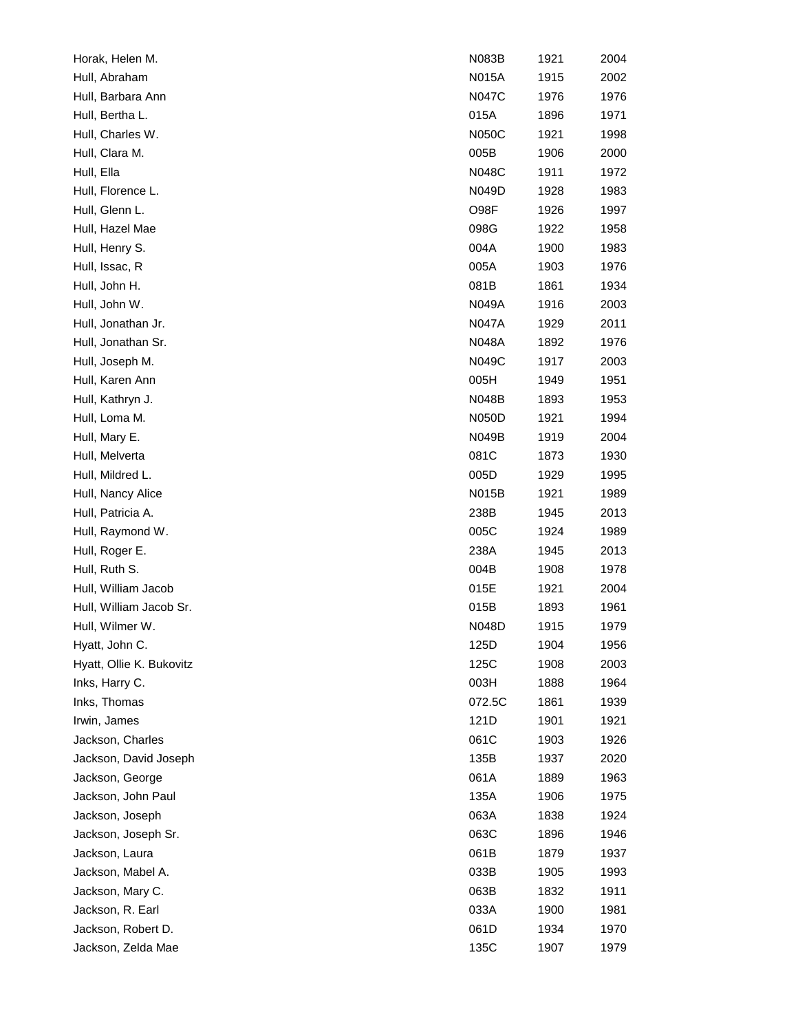| | | | |
|---|---|---|---|
| Horak, Helen M. | N083B | 1921 | 2004 |
| Hull, Abraham | N015A | 1915 | 2002 |
| Hull, Barbara Ann | N047C | 1976 | 1976 |
| Hull, Bertha L. | 015A | 1896 | 1971 |
| Hull, Charles W. | N050C | 1921 | 1998 |
| Hull, Clara M. | 005B | 1906 | 2000 |
| Hull, Ella | N048C | 1911 | 1972 |
| Hull, Florence L. | N049D | 1928 | 1983 |
| Hull, Glenn L. | O98F | 1926 | 1997 |
| Hull, Hazel Mae | 098G | 1922 | 1958 |
| Hull, Henry S. | 004A | 1900 | 1983 |
| Hull, Issac, R | 005A | 1903 | 1976 |
| Hull, John H. | 081B | 1861 | 1934 |
| Hull, John W. | N049A | 1916 | 2003 |
| Hull, Jonathan Jr. | N047A | 1929 | 2011 |
| Hull, Jonathan Sr. | N048A | 1892 | 1976 |
| Hull, Joseph M. | N049C | 1917 | 2003 |
| Hull, Karen Ann | 005H | 1949 | 1951 |
| Hull, Kathryn J. | N048B | 1893 | 1953 |
| Hull, Loma M. | N050D | 1921 | 1994 |
| Hull, Mary E. | N049B | 1919 | 2004 |
| Hull, Melverta | 081C | 1873 | 1930 |
| Hull, Mildred L. | 005D | 1929 | 1995 |
| Hull, Nancy Alice | N015B | 1921 | 1989 |
| Hull, Patricia A. | 238B | 1945 | 2013 |
| Hull, Raymond W. | 005C | 1924 | 1989 |
| Hull, Roger E. | 238A | 1945 | 2013 |
| Hull, Ruth S. | 004B | 1908 | 1978 |
| Hull, William Jacob | 015E | 1921 | 2004 |
| Hull, William Jacob Sr. | 015B | 1893 | 1961 |
| Hull, Wilmer W. | N048D | 1915 | 1979 |
| Hyatt, John C. | 125D | 1904 | 1956 |
| Hyatt, Ollie K. Bukovitz | 125C | 1908 | 2003 |
| Inks, Harry C. | 003H | 1888 | 1964 |
| Inks, Thomas | 072.5C | 1861 | 1939 |
| Irwin, James | 121D | 1901 | 1921 |
| Jackson, Charles | 061C | 1903 | 1926 |
| Jackson, David Joseph | 135B | 1937 | 2020 |
| Jackson, George | 061A | 1889 | 1963 |
| Jackson, John Paul | 135A | 1906 | 1975 |
| Jackson, Joseph | 063A | 1838 | 1924 |
| Jackson, Joseph Sr. | 063C | 1896 | 1946 |
| Jackson, Laura | 061B | 1879 | 1937 |
| Jackson, Mabel A. | 033B | 1905 | 1993 |
| Jackson, Mary C. | 063B | 1832 | 1911 |
| Jackson, R. Earl | 033A | 1900 | 1981 |
| Jackson, Robert D. | 061D | 1934 | 1970 |
| Jackson, Zelda Mae | 135C | 1907 | 1979 |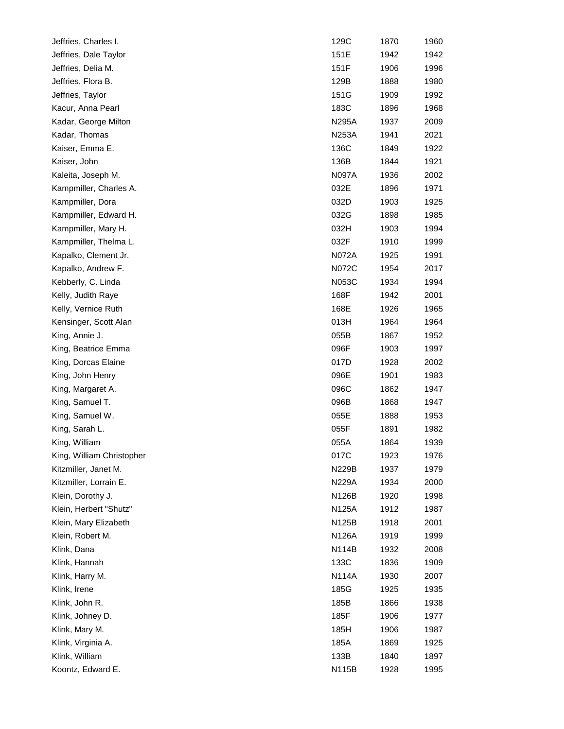| | | | |
|---|---|---|---|
| Jeffries, Charles I. | 129C | 1870 | 1960 |
| Jeffries, Dale Taylor | 151E | 1942 | 1942 |
| Jeffries, Delia M. | 151F | 1906 | 1996 |
| Jeffries, Flora B. | 129B | 1888 | 1980 |
| Jeffries, Taylor | 151G | 1909 | 1992 |
| Kacur, Anna Pearl | 183C | 1896 | 1968 |
| Kadar, George Milton | N295A | 1937 | 2009 |
| Kadar, Thomas | N253A | 1941 | 2021 |
| Kaiser, Emma E. | 136C | 1849 | 1922 |
| Kaiser, John | 136B | 1844 | 1921 |
| Kaleita, Joseph M. | N097A | 1936 | 2002 |
| Kampmiller, Charles A. | 032E | 1896 | 1971 |
| Kampmiller, Dora | 032D | 1903 | 1925 |
| Kampmiller, Edward H. | 032G | 1898 | 1985 |
| Kampmiller, Mary H. | 032H | 1903 | 1994 |
| Kampmiller, Thelma L. | 032F | 1910 | 1999 |
| Kapalko, Clement Jr. | N072A | 1925 | 1991 |
| Kapalko, Andrew F. | N072C | 1954 | 2017 |
| Kebberly, C. Linda | N053C | 1934 | 1994 |
| Kelly, Judith Raye | 168F | 1942 | 2001 |
| Kelly, Vernice Ruth | 168E | 1926 | 1965 |
| Kensinger, Scott Alan | 013H | 1964 | 1964 |
| King, Annie J. | 055B | 1867 | 1952 |
| King, Beatrice Emma | 096F | 1903 | 1997 |
| King, Dorcas Elaine | 017D | 1928 | 2002 |
| King, John Henry | 096E | 1901 | 1983 |
| King, Margaret A. | 096C | 1862 | 1947 |
| King, Samuel T. | 096B | 1868 | 1947 |
| King, Samuel W. | 055E | 1888 | 1953 |
| King, Sarah L. | 055F | 1891 | 1982 |
| King, William | 055A | 1864 | 1939 |
| King, William Christopher | 017C | 1923 | 1976 |
| Kitzmiller, Janet M. | N229B | 1937 | 1979 |
| Kitzmiller, Lorrain E. | N229A | 1934 | 2000 |
| Klein, Dorothy J. | N126B | 1920 | 1998 |
| Klein, Herbert "Shutz" | N125A | 1912 | 1987 |
| Klein, Mary Elizabeth | N125B | 1918 | 2001 |
| Klein, Robert M. | N126A | 1919 | 1999 |
| Klink, Dana | N114B | 1932 | 2008 |
| Klink, Hannah | 133C | 1836 | 1909 |
| Klink, Harry M. | N114A | 1930 | 2007 |
| Klink, Irene | 185G | 1925 | 1935 |
| Klink, John R. | 185B | 1866 | 1938 |
| Klink, Johney D. | 185F | 1906 | 1977 |
| Klink, Mary M. | 185H | 1906 | 1987 |
| Klink, Virginia A. | 185A | 1869 | 1925 |
| Klink, William | 133B | 1840 | 1897 |
| Koontz, Edward E. | N115B | 1928 | 1995 |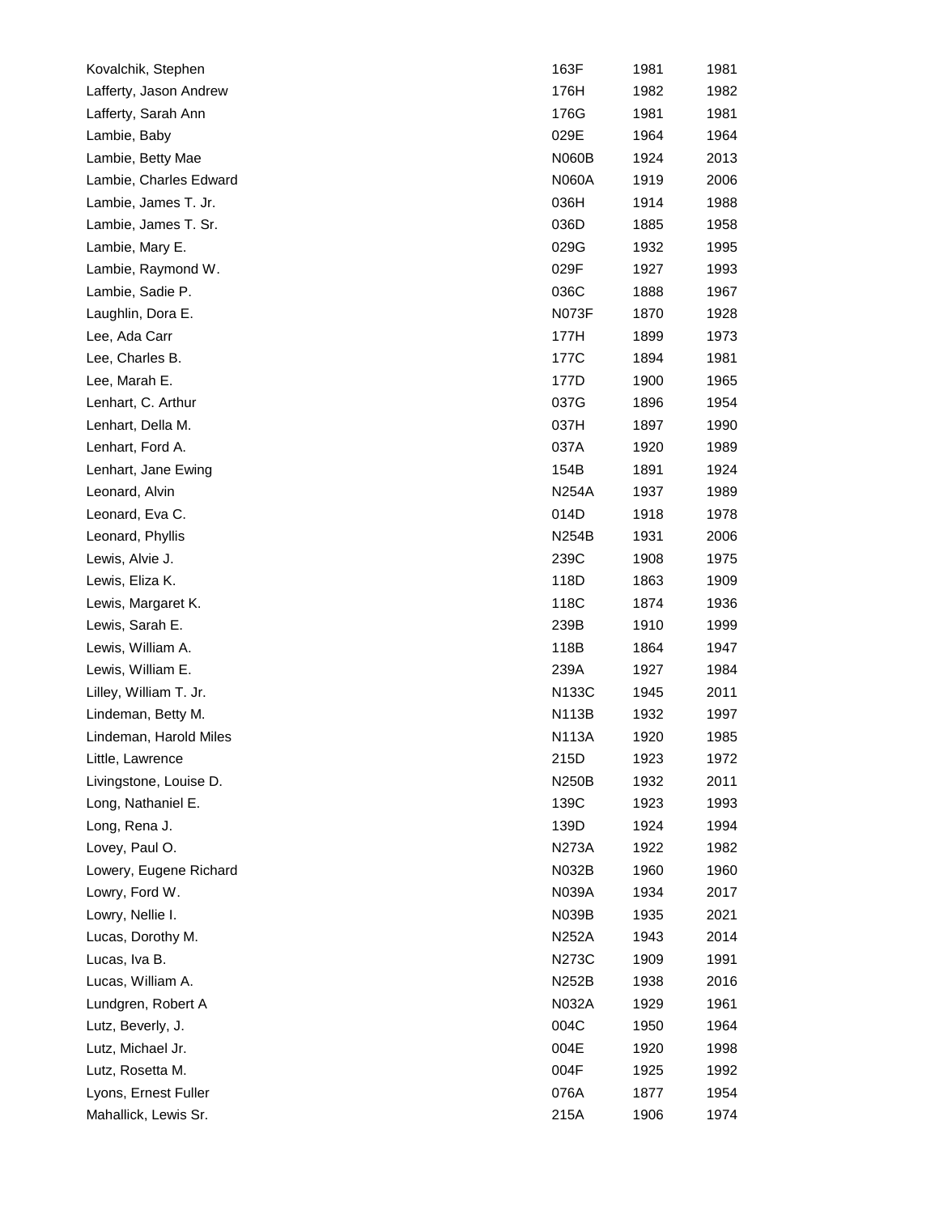| | | | |
|---|---|---|---|
| Kovalchik, Stephen | 163F | 1981 | 1981 |
| Lafferty, Jason Andrew | 176H | 1982 | 1982 |
| Lafferty, Sarah Ann | 176G | 1981 | 1981 |
| Lambie, Baby | 029E | 1964 | 1964 |
| Lambie, Betty Mae | N060B | 1924 | 2013 |
| Lambie, Charles Edward | N060A | 1919 | 2006 |
| Lambie, James T. Jr. | 036H | 1914 | 1988 |
| Lambie, James T. Sr. | 036D | 1885 | 1958 |
| Lambie, Mary E. | 029G | 1932 | 1995 |
| Lambie, Raymond W. | 029F | 1927 | 1993 |
| Lambie, Sadie P. | 036C | 1888 | 1967 |
| Laughlin, Dora E. | N073F | 1870 | 1928 |
| Lee, Ada Carr | 177H | 1899 | 1973 |
| Lee, Charles B. | 177C | 1894 | 1981 |
| Lee, Marah E. | 177D | 1900 | 1965 |
| Lenhart, C. Arthur | 037G | 1896 | 1954 |
| Lenhart, Della M. | 037H | 1897 | 1990 |
| Lenhart, Ford A. | 037A | 1920 | 1989 |
| Lenhart, Jane Ewing | 154B | 1891 | 1924 |
| Leonard, Alvin | N254A | 1937 | 1989 |
| Leonard, Eva C. | 014D | 1918 | 1978 |
| Leonard, Phyllis | N254B | 1931 | 2006 |
| Lewis, Alvie J. | 239C | 1908 | 1975 |
| Lewis, Eliza K. | 118D | 1863 | 1909 |
| Lewis, Margaret K. | 118C | 1874 | 1936 |
| Lewis, Sarah E. | 239B | 1910 | 1999 |
| Lewis, William A. | 118B | 1864 | 1947 |
| Lewis, William E. | 239A | 1927 | 1984 |
| Lilley, William T. Jr. | N133C | 1945 | 2011 |
| Lindeman, Betty M. | N113B | 1932 | 1997 |
| Lindeman, Harold Miles | N113A | 1920 | 1985 |
| Little, Lawrence | 215D | 1923 | 1972 |
| Livingstone, Louise D. | N250B | 1932 | 2011 |
| Long, Nathaniel E. | 139C | 1923 | 1993 |
| Long, Rena J. | 139D | 1924 | 1994 |
| Lovey, Paul O. | N273A | 1922 | 1982 |
| Lowery, Eugene Richard | N032B | 1960 | 1960 |
| Lowry, Ford W. | N039A | 1934 | 2017 |
| Lowry, Nellie I. | N039B | 1935 | 2021 |
| Lucas, Dorothy M. | N252A | 1943 | 2014 |
| Lucas, Iva B. | N273C | 1909 | 1991 |
| Lucas, William A. | N252B | 1938 | 2016 |
| Lundgren, Robert A | N032A | 1929 | 1961 |
| Lutz, Beverly, J. | 004C | 1950 | 1964 |
| Lutz, Michael Jr. | 004E | 1920 | 1998 |
| Lutz, Rosetta M. | 004F | 1925 | 1992 |
| Lyons, Ernest Fuller | 076A | 1877 | 1954 |
| Mahallick, Lewis Sr. | 215A | 1906 | 1974 |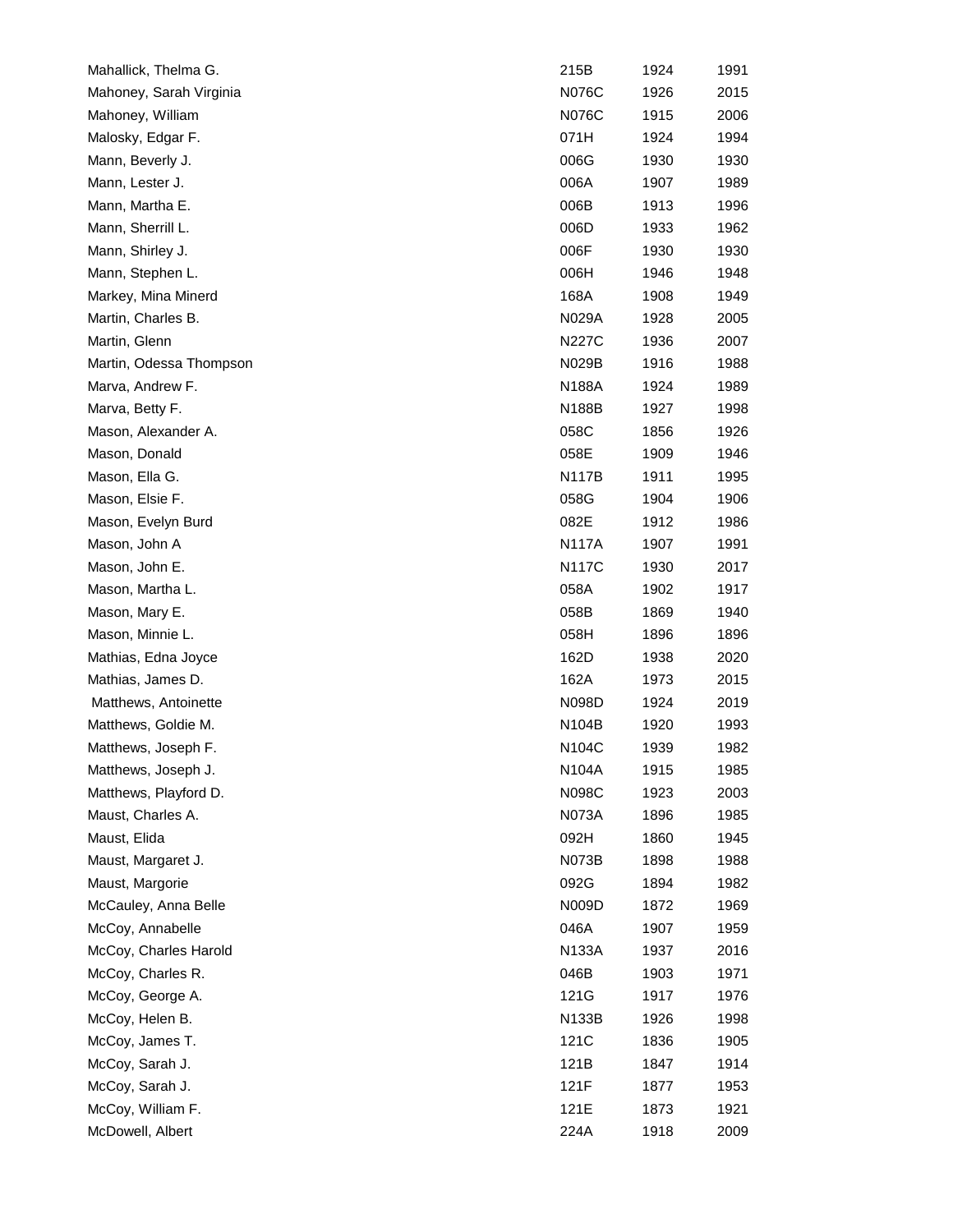| | | | |
|---|---|---|---|
| Mahallick, Thelma G. | 215B | 1924 | 1991 |
| Mahoney, Sarah Virginia | N076C | 1926 | 2015 |
| Mahoney, William | N076C | 1915 | 2006 |
| Malosky, Edgar F. | 071H | 1924 | 1994 |
| Mann, Beverly J. | 006G | 1930 | 1930 |
| Mann, Lester J. | 006A | 1907 | 1989 |
| Mann, Martha E. | 006B | 1913 | 1996 |
| Mann, Sherrill L. | 006D | 1933 | 1962 |
| Mann, Shirley J. | 006F | 1930 | 1930 |
| Mann, Stephen L. | 006H | 1946 | 1948 |
| Markey, Mina Minerd | 168A | 1908 | 1949 |
| Martin, Charles B. | N029A | 1928 | 2005 |
| Martin, Glenn | N227C | 1936 | 2007 |
| Martin, Odessa Thompson | N029B | 1916 | 1988 |
| Marva, Andrew F. | N188A | 1924 | 1989 |
| Marva, Betty F. | N188B | 1927 | 1998 |
| Mason, Alexander A. | 058C | 1856 | 1926 |
| Mason, Donald | 058E | 1909 | 1946 |
| Mason, Ella G. | N117B | 1911 | 1995 |
| Mason, Elsie F. | 058G | 1904 | 1906 |
| Mason, Evelyn Burd | 082E | 1912 | 1986 |
| Mason, John A | N117A | 1907 | 1991 |
| Mason, John E. | N117C | 1930 | 2017 |
| Mason, Martha L. | 058A | 1902 | 1917 |
| Mason, Mary E. | 058B | 1869 | 1940 |
| Mason, Minnie L. | 058H | 1896 | 1896 |
| Mathias, Edna Joyce | 162D | 1938 | 2020 |
| Mathias, James D. | 162A | 1973 | 2015 |
| Matthews, Antoinette | N098D | 1924 | 2019 |
| Matthews, Goldie M. | N104B | 1920 | 1993 |
| Matthews, Joseph F. | N104C | 1939 | 1982 |
| Matthews, Joseph J. | N104A | 1915 | 1985 |
| Matthews, Playford D. | N098C | 1923 | 2003 |
| Maust, Charles A. | N073A | 1896 | 1985 |
| Maust, Elida | 092H | 1860 | 1945 |
| Maust, Margaret J. | N073B | 1898 | 1988 |
| Maust, Margorie | 092G | 1894 | 1982 |
| McCauley, Anna Belle | N009D | 1872 | 1969 |
| McCoy, Annabelle | 046A | 1907 | 1959 |
| McCoy, Charles Harold | N133A | 1937 | 2016 |
| McCoy, Charles R. | 046B | 1903 | 1971 |
| McCoy, George A. | 121G | 1917 | 1976 |
| McCoy, Helen B. | N133B | 1926 | 1998 |
| McCoy, James T. | 121C | 1836 | 1905 |
| McCoy, Sarah J. | 121B | 1847 | 1914 |
| McCoy, Sarah J. | 121F | 1877 | 1953 |
| McCoy, William F. | 121E | 1873 | 1921 |
| McDowell, Albert | 224A | 1918 | 2009 |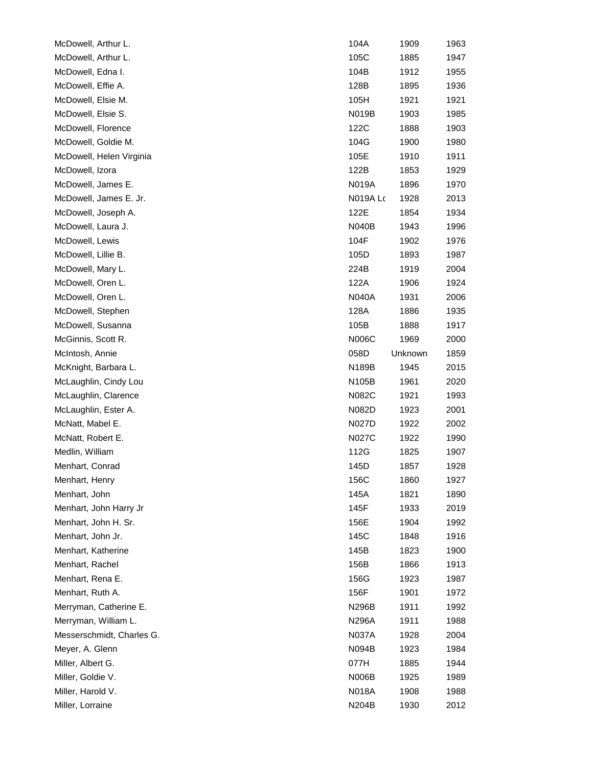| | | | |
|---|---|---|---|
| McDowell, Arthur L. | 104A | 1909 | 1963 |
| McDowell, Arthur L. | 105C | 1885 | 1947 |
| McDowell, Edna I. | 104B | 1912 | 1955 |
| McDowell, Effie A. | 128B | 1895 | 1936 |
| McDowell, Elsie M. | 105H | 1921 | 1921 |
| McDowell, Elsie S. | N019B | 1903 | 1985 |
| McDowell, Florence | 122C | 1888 | 1903 |
| McDowell, Goldie M. | 104G | 1900 | 1980 |
| McDowell, Helen Virginia | 105E | 1910 | 1911 |
| McDowell, Izora | 122B | 1853 | 1929 |
| McDowell, James E. | N019A | 1896 | 1970 |
| McDowell, James E. Jr. | N019A Lc | 1928 | 2013 |
| McDowell, Joseph A. | 122E | 1854 | 1934 |
| McDowell, Laura J. | N040B | 1943 | 1996 |
| McDowell, Lewis | 104F | 1902 | 1976 |
| McDowell, Lillie B. | 105D | 1893 | 1987 |
| McDowell, Mary L. | 224B | 1919 | 2004 |
| McDowell, Oren L. | 122A | 1906 | 1924 |
| McDowell, Oren L. | N040A | 1931 | 2006 |
| McDowell, Stephen | 128A | 1886 | 1935 |
| McDowell, Susanna | 105B | 1888 | 1917 |
| McGinnis, Scott R. | N006C | 1969 | 2000 |
| McIntosh, Annie | 058D | Unknown | 1859 |
| McKnight, Barbara L. | N189B | 1945 | 2015 |
| McLaughlin, Cindy Lou | N105B | 1961 | 2020 |
| McLaughlin, Clarence | N082C | 1921 | 1993 |
| McLaughlin, Ester A. | N082D | 1923 | 2001 |
| McNatt, Mabel E. | N027D | 1922 | 2002 |
| McNatt, Robert E. | N027C | 1922 | 1990 |
| Medlin, William | 112G | 1825 | 1907 |
| Menhart, Conrad | 145D | 1857 | 1928 |
| Menhart, Henry | 156C | 1860 | 1927 |
| Menhart, John | 145A | 1821 | 1890 |
| Menhart, John Harry Jr | 145F | 1933 | 2019 |
| Menhart, John H. Sr. | 156E | 1904 | 1992 |
| Menhart, John Jr. | 145C | 1848 | 1916 |
| Menhart, Katherine | 145B | 1823 | 1900 |
| Menhart, Rachel | 156B | 1866 | 1913 |
| Menhart, Rena E. | 156G | 1923 | 1987 |
| Menhart, Ruth A. | 156F | 1901 | 1972 |
| Merryman, Catherine E. | N296B | 1911 | 1992 |
| Merryman, William L. | N296A | 1911 | 1988 |
| Messerschmidt, Charles G. | N037A | 1928 | 2004 |
| Meyer, A. Glenn | N094B | 1923 | 1984 |
| Miller, Albert G. | 077H | 1885 | 1944 |
| Miller, Goldie V. | N006B | 1925 | 1989 |
| Miller, Harold V. | N018A | 1908 | 1988 |
| Miller, Lorraine | N204B | 1930 | 2012 |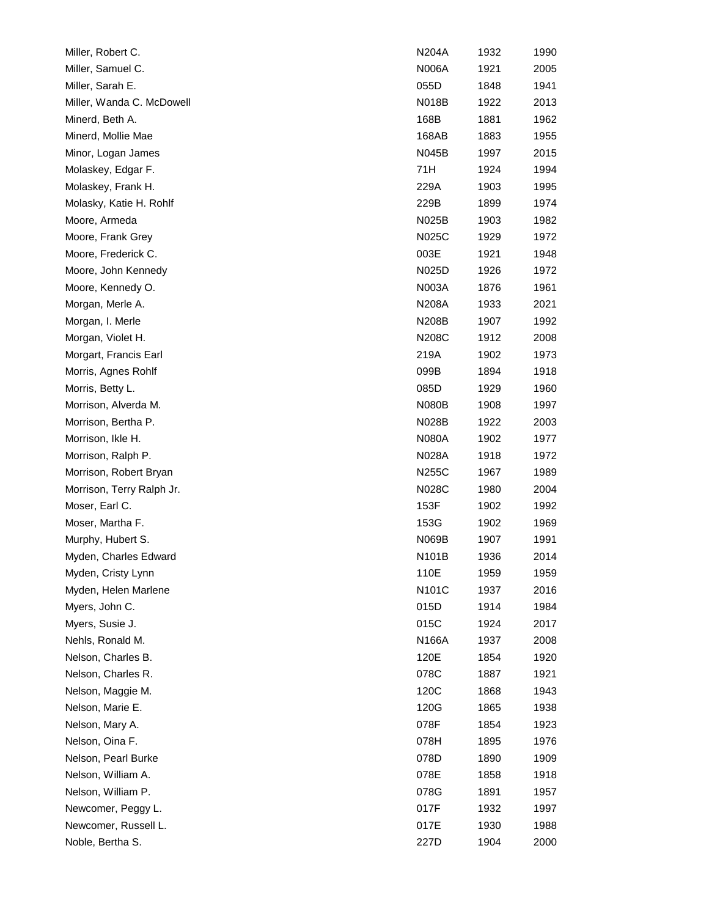| | | | |
|---|---|---|---|
| Miller, Robert C. | N204A | 1932 | 1990 |
| Miller, Samuel C. | N006A | 1921 | 2005 |
| Miller, Sarah E. | 055D | 1848 | 1941 |
| Miller, Wanda C. McDowell | N018B | 1922 | 2013 |
| Minerd, Beth A. | 168B | 1881 | 1962 |
| Minerd, Mollie Mae | 168AB | 1883 | 1955 |
| Minor, Logan James | N045B | 1997 | 2015 |
| Molaskey, Edgar F. | 71H | 1924 | 1994 |
| Molaskey, Frank H. | 229A | 1903 | 1995 |
| Molasky, Katie H. Rohlf | 229B | 1899 | 1974 |
| Moore, Armeda | N025B | 1903 | 1982 |
| Moore, Frank Grey | N025C | 1929 | 1972 |
| Moore, Frederick C. | 003E | 1921 | 1948 |
| Moore, John Kennedy | N025D | 1926 | 1972 |
| Moore, Kennedy O. | N003A | 1876 | 1961 |
| Morgan, Merle A. | N208A | 1933 | 2021 |
| Morgan, I. Merle | N208B | 1907 | 1992 |
| Morgan, Violet H. | N208C | 1912 | 2008 |
| Morgart, Francis Earl | 219A | 1902 | 1973 |
| Morris, Agnes Rohlf | 099B | 1894 | 1918 |
| Morris, Betty L. | 085D | 1929 | 1960 |
| Morrison, Alverda M. | N080B | 1908 | 1997 |
| Morrison, Bertha P. | N028B | 1922 | 2003 |
| Morrison, Ikle H. | N080A | 1902 | 1977 |
| Morrison, Ralph P. | N028A | 1918 | 1972 |
| Morrison, Robert Bryan | N255C | 1967 | 1989 |
| Morrison, Terry Ralph Jr. | N028C | 1980 | 2004 |
| Moser, Earl C. | 153F | 1902 | 1992 |
| Moser, Martha F. | 153G | 1902 | 1969 |
| Murphy, Hubert S. | N069B | 1907 | 1991 |
| Myden, Charles Edward | N101B | 1936 | 2014 |
| Myden, Cristy Lynn | 110E | 1959 | 1959 |
| Myden, Helen Marlene | N101C | 1937 | 2016 |
| Myers, John C. | 015D | 1914 | 1984 |
| Myers, Susie J. | 015C | 1924 | 2017 |
| Nehls, Ronald M. | N166A | 1937 | 2008 |
| Nelson, Charles B. | 120E | 1854 | 1920 |
| Nelson, Charles R. | 078C | 1887 | 1921 |
| Nelson, Maggie M. | 120C | 1868 | 1943 |
| Nelson, Marie E. | 120G | 1865 | 1938 |
| Nelson, Mary A. | 078F | 1854 | 1923 |
| Nelson, Oina F. | 078H | 1895 | 1976 |
| Nelson, Pearl Burke | 078D | 1890 | 1909 |
| Nelson, William A. | 078E | 1858 | 1918 |
| Nelson, William P. | 078G | 1891 | 1957 |
| Newcomer, Peggy L. | 017F | 1932 | 1997 |
| Newcomer, Russell L. | 017E | 1930 | 1988 |
| Noble, Bertha S. | 227D | 1904 | 2000 |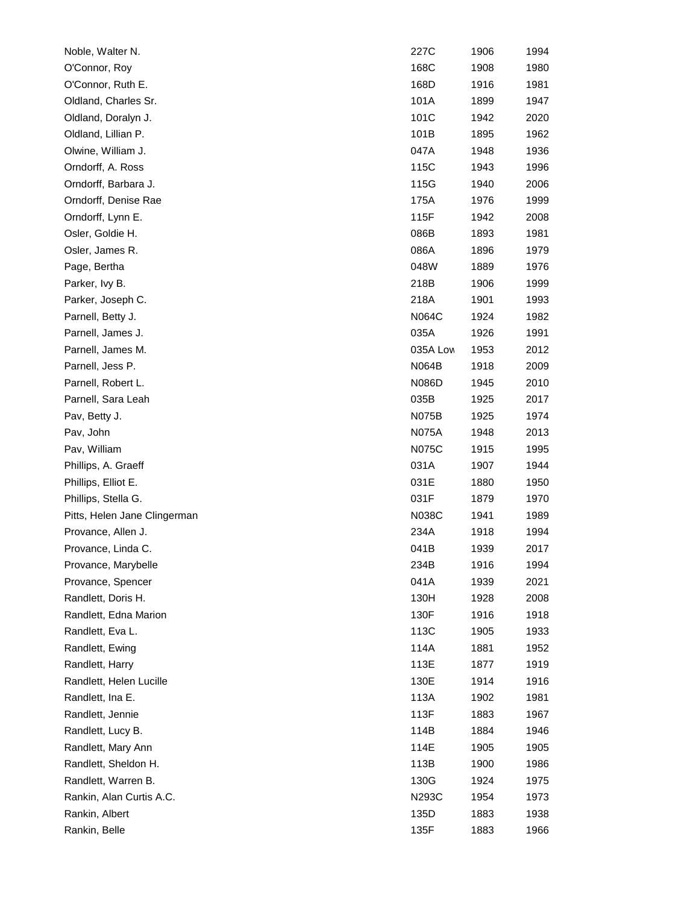| | | | |
|---|---|---|---|
| Noble, Walter N. | 227C | 1906 | 1994 |
| O'Connor, Roy | 168C | 1908 | 1980 |
| O'Connor, Ruth E. | 168D | 1916 | 1981 |
| Oldland, Charles Sr. | 101A | 1899 | 1947 |
| Oldland, Doralyn J. | 101C | 1942 | 2020 |
| Oldland, Lillian P. | 101B | 1895 | 1962 |
| Olwine, William J. | 047A | 1948 | 1936 |
| Orndorff, A. Ross | 115C | 1943 | 1996 |
| Orndorff, Barbara J. | 115G | 1940 | 2006 |
| Orndorff, Denise Rae | 175A | 1976 | 1999 |
| Orndorff, Lynn E. | 115F | 1942 | 2008 |
| Osler, Goldie H. | 086B | 1893 | 1981 |
| Osler, James R. | 086A | 1896 | 1979 |
| Page, Bertha | 048W | 1889 | 1976 |
| Parker, Ivy B. | 218B | 1906 | 1999 |
| Parker, Joseph C. | 218A | 1901 | 1993 |
| Parnell, Betty J. | N064C | 1924 | 1982 |
| Parnell, James J. | 035A | 1926 | 1991 |
| Parnell, James M. | 035A Low | 1953 | 2012 |
| Parnell, Jess P. | N064B | 1918 | 2009 |
| Parnell, Robert L. | N086D | 1945 | 2010 |
| Parnell, Sara Leah | 035B | 1925 | 2017 |
| Pav, Betty J. | N075B | 1925 | 1974 |
| Pav, John | N075A | 1948 | 2013 |
| Pav, William | N075C | 1915 | 1995 |
| Phillips, A. Graeff | 031A | 1907 | 1944 |
| Phillips, Elliot E. | 031E | 1880 | 1950 |
| Phillips, Stella G. | 031F | 1879 | 1970 |
| Pitts, Helen Jane Clingerman | N038C | 1941 | 1989 |
| Provance, Allen J. | 234A | 1918 | 1994 |
| Provance, Linda C. | 041B | 1939 | 2017 |
| Provance, Marybelle | 234B | 1916 | 1994 |
| Provance, Spencer | 041A | 1939 | 2021 |
| Randlett, Doris H. | 130H | 1928 | 2008 |
| Randlett, Edna Marion | 130F | 1916 | 1918 |
| Randlett, Eva L. | 113C | 1905 | 1933 |
| Randlett, Ewing | 114A | 1881 | 1952 |
| Randlett, Harry | 113E | 1877 | 1919 |
| Randlett, Helen Lucille | 130E | 1914 | 1916 |
| Randlett, Ina E. | 113A | 1902 | 1981 |
| Randlett, Jennie | 113F | 1883 | 1967 |
| Randlett, Lucy B. | 114B | 1884 | 1946 |
| Randlett, Mary Ann | 114E | 1905 | 1905 |
| Randlett, Sheldon H. | 113B | 1900 | 1986 |
| Randlett, Warren B. | 130G | 1924 | 1975 |
| Rankin, Alan Curtis A.C. | N293C | 1954 | 1973 |
| Rankin, Albert | 135D | 1883 | 1938 |
| Rankin, Belle | 135F | 1883 | 1966 |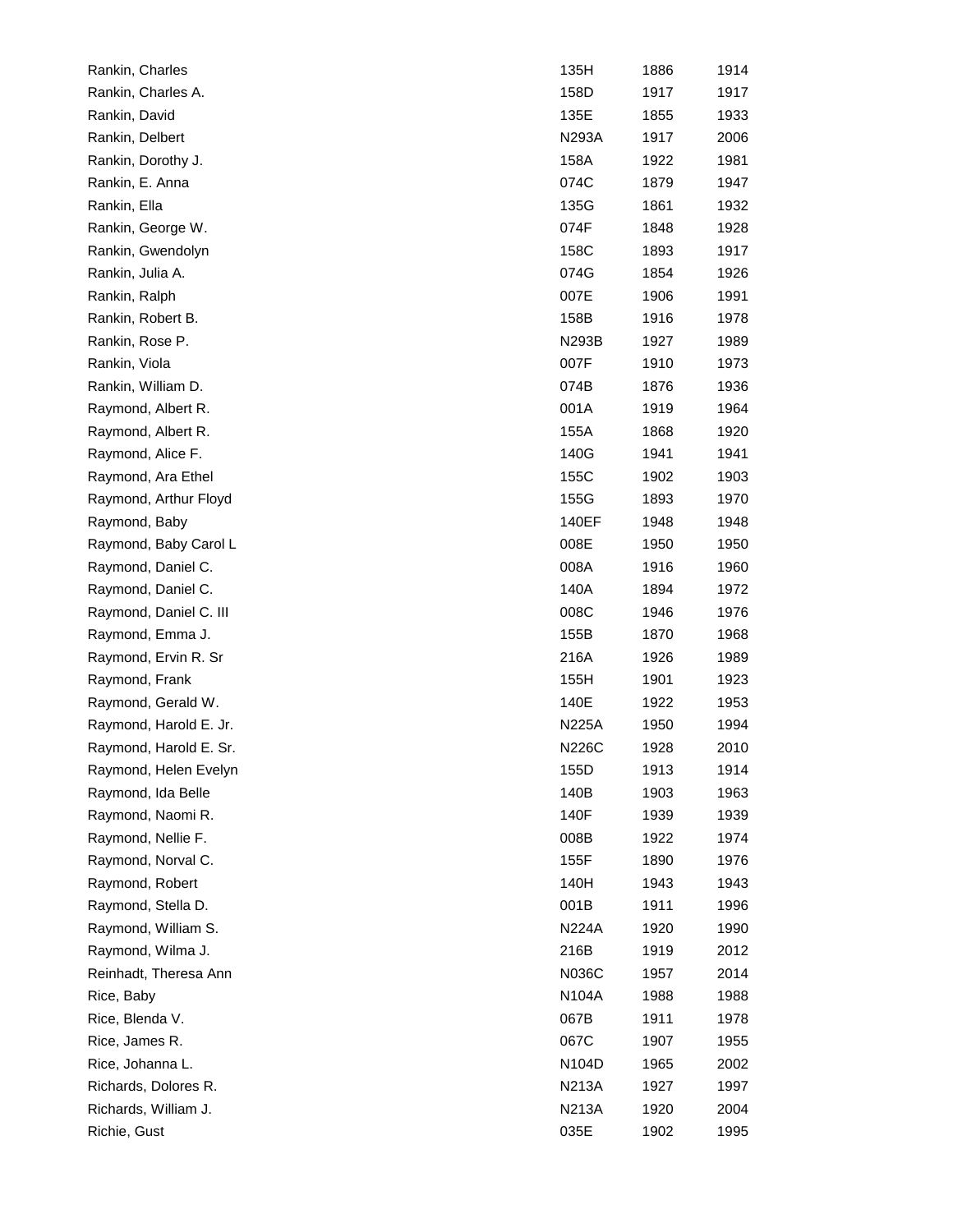| | | | |
|---|---|---|---|
| Rankin, Charles | 135H | 1886 | 1914 |
| Rankin, Charles A. | 158D | 1917 | 1917 |
| Rankin, David | 135E | 1855 | 1933 |
| Rankin, Delbert | N293A | 1917 | 2006 |
| Rankin, Dorothy J. | 158A | 1922 | 1981 |
| Rankin, E. Anna | 074C | 1879 | 1947 |
| Rankin, Ella | 135G | 1861 | 1932 |
| Rankin, George W. | 074F | 1848 | 1928 |
| Rankin, Gwendolyn | 158C | 1893 | 1917 |
| Rankin, Julia A. | 074G | 1854 | 1926 |
| Rankin, Ralph | 007E | 1906 | 1991 |
| Rankin, Robert B. | 158B | 1916 | 1978 |
| Rankin, Rose P. | N293B | 1927 | 1989 |
| Rankin, Viola | 007F | 1910 | 1973 |
| Rankin, William D. | 074B | 1876 | 1936 |
| Raymond, Albert R. | 001A | 1919 | 1964 |
| Raymond, Albert R. | 155A | 1868 | 1920 |
| Raymond, Alice F. | 140G | 1941 | 1941 |
| Raymond, Ara Ethel | 155C | 1902 | 1903 |
| Raymond, Arthur Floyd | 155G | 1893 | 1970 |
| Raymond, Baby | 140EF | 1948 | 1948 |
| Raymond, Baby Carol L | 008E | 1950 | 1950 |
| Raymond, Daniel C. | 008A | 1916 | 1960 |
| Raymond, Daniel C. | 140A | 1894 | 1972 |
| Raymond, Daniel C. III | 008C | 1946 | 1976 |
| Raymond, Emma J. | 155B | 1870 | 1968 |
| Raymond, Ervin R. Sr | 216A | 1926 | 1989 |
| Raymond, Frank | 155H | 1901 | 1923 |
| Raymond, Gerald W. | 140E | 1922 | 1953 |
| Raymond, Harold E. Jr. | N225A | 1950 | 1994 |
| Raymond, Harold E. Sr. | N226C | 1928 | 2010 |
| Raymond, Helen Evelyn | 155D | 1913 | 1914 |
| Raymond, Ida Belle | 140B | 1903 | 1963 |
| Raymond, Naomi R. | 140F | 1939 | 1939 |
| Raymond, Nellie F. | 008B | 1922 | 1974 |
| Raymond, Norval C. | 155F | 1890 | 1976 |
| Raymond, Robert | 140H | 1943 | 1943 |
| Raymond, Stella D. | 001B | 1911 | 1996 |
| Raymond, William S. | N224A | 1920 | 1990 |
| Raymond, Wilma J. | 216B | 1919 | 2012 |
| Reinhadt, Theresa Ann | N036C | 1957 | 2014 |
| Rice, Baby | N104A | 1988 | 1988 |
| Rice, Blenda V. | 067B | 1911 | 1978 |
| Rice, James R. | 067C | 1907 | 1955 |
| Rice, Johanna L. | N104D | 1965 | 2002 |
| Richards, Dolores R. | N213A | 1927 | 1997 |
| Richards, William J. | N213A | 1920 | 2004 |
| Richie, Gust | 035E | 1902 | 1995 |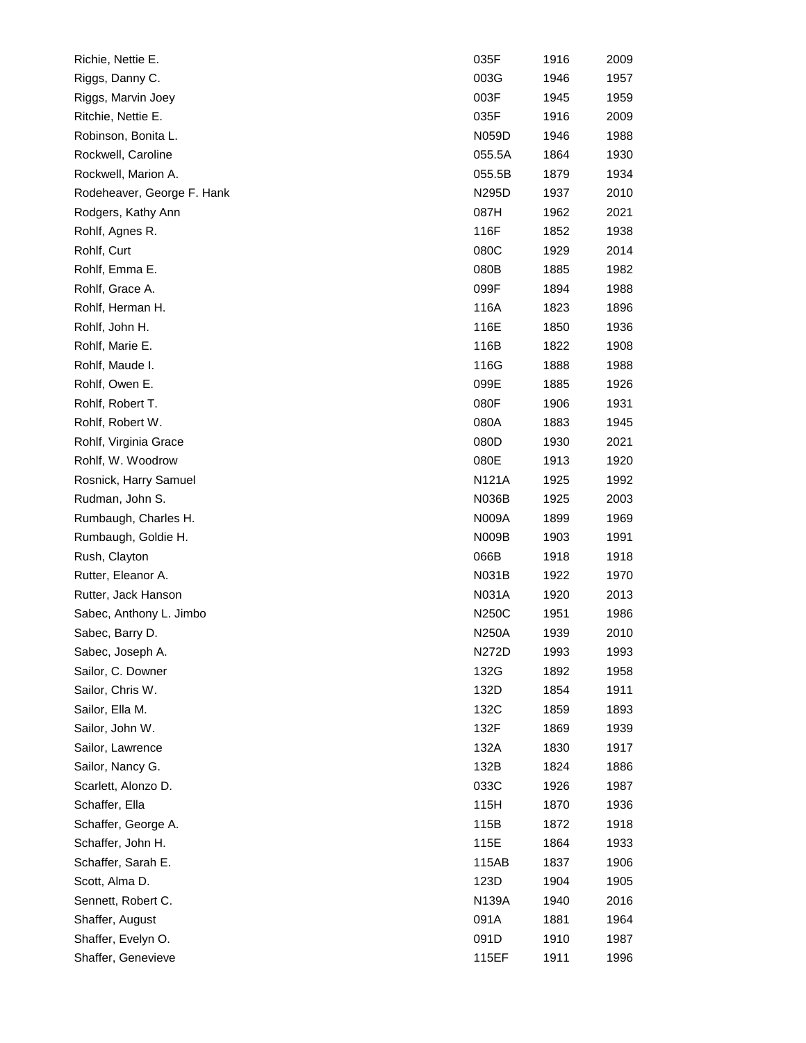| | | | |
|---|---|---|---|
| Richie, Nettie E. | 035F | 1916 | 2009 |
| Riggs, Danny C. | 003G | 1946 | 1957 |
| Riggs, Marvin Joey | 003F | 1945 | 1959 |
| Ritchie, Nettie E. | 035F | 1916 | 2009 |
| Robinson, Bonita L. | N059D | 1946 | 1988 |
| Rockwell, Caroline | 055.5A | 1864 | 1930 |
| Rockwell, Marion A. | 055.5B | 1879 | 1934 |
| Rodeheaver, George F. Hank | N295D | 1937 | 2010 |
| Rodgers, Kathy Ann | 087H | 1962 | 2021 |
| Rohlf, Agnes R. | 116F | 1852 | 1938 |
| Rohlf, Curt | 080C | 1929 | 2014 |
| Rohlf, Emma E. | 080B | 1885 | 1982 |
| Rohlf, Grace A. | 099F | 1894 | 1988 |
| Rohlf, Herman H. | 116A | 1823 | 1896 |
| Rohlf, John H. | 116E | 1850 | 1936 |
| Rohlf, Marie E. | 116B | 1822 | 1908 |
| Rohlf, Maude I. | 116G | 1888 | 1988 |
| Rohlf, Owen E. | 099E | 1885 | 1926 |
| Rohlf, Robert T. | 080F | 1906 | 1931 |
| Rohlf, Robert W. | 080A | 1883 | 1945 |
| Rohlf, Virginia Grace | 080D | 1930 | 2021 |
| Rohlf, W. Woodrow | 080E | 1913 | 1920 |
| Rosnick, Harry Samuel | N121A | 1925 | 1992 |
| Rudman, John S. | N036B | 1925 | 2003 |
| Rumbaugh, Charles H. | N009A | 1899 | 1969 |
| Rumbaugh, Goldie H. | N009B | 1903 | 1991 |
| Rush, Clayton | 066B | 1918 | 1918 |
| Rutter, Eleanor A. | N031B | 1922 | 1970 |
| Rutter, Jack Hanson | N031A | 1920 | 2013 |
| Sabec, Anthony L. Jimbo | N250C | 1951 | 1986 |
| Sabec, Barry D. | N250A | 1939 | 2010 |
| Sabec, Joseph A. | N272D | 1993 | 1993 |
| Sailor, C. Downer | 132G | 1892 | 1958 |
| Sailor, Chris W. | 132D | 1854 | 1911 |
| Sailor, Ella M. | 132C | 1859 | 1893 |
| Sailor, John W. | 132F | 1869 | 1939 |
| Sailor, Lawrence | 132A | 1830 | 1917 |
| Sailor, Nancy G. | 132B | 1824 | 1886 |
| Scarlett, Alonzo D. | 033C | 1926 | 1987 |
| Schaffer, Ella | 115H | 1870 | 1936 |
| Schaffer, George A. | 115B | 1872 | 1918 |
| Schaffer, John H. | 115E | 1864 | 1933 |
| Schaffer, Sarah E. | 115AB | 1837 | 1906 |
| Scott, Alma D. | 123D | 1904 | 1905 |
| Sennett, Robert C. | N139A | 1940 | 2016 |
| Shaffer, August | 091A | 1881 | 1964 |
| Shaffer, Evelyn O. | 091D | 1910 | 1987 |
| Shaffer, Genevieve | 115EF | 1911 | 1996 |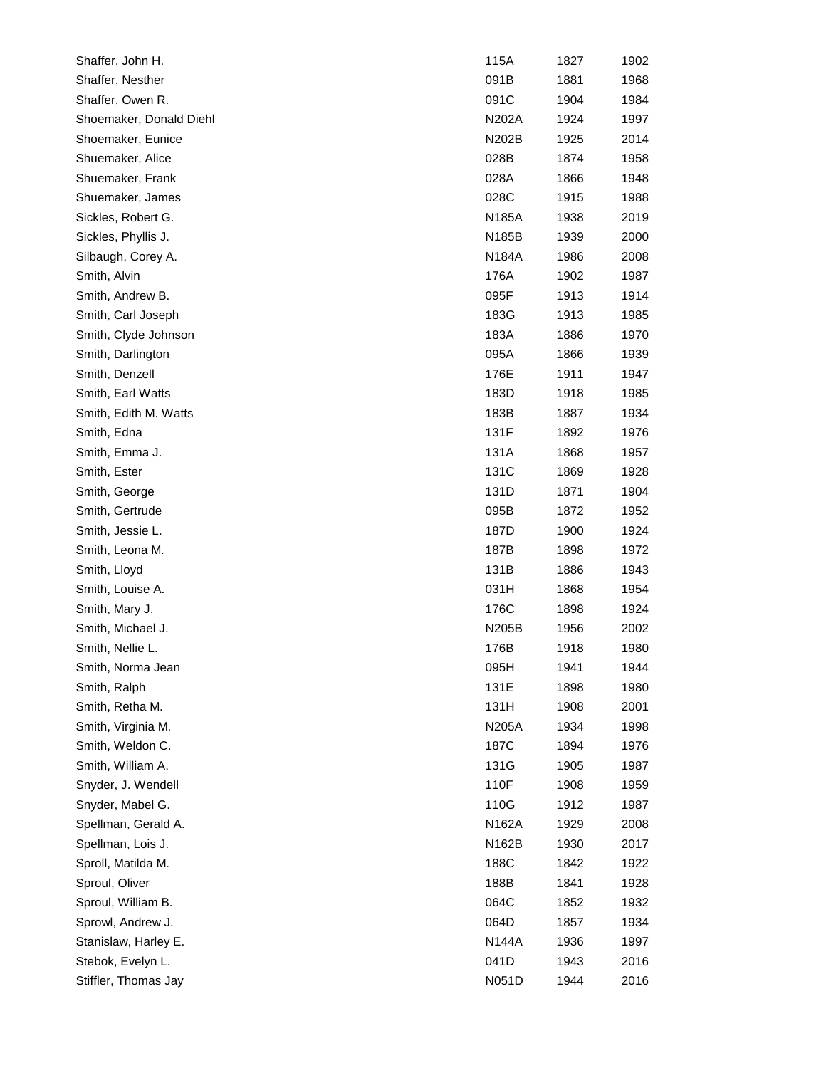| | | | |
|---|---|---|---|
| Shaffer, John H. | 115A | 1827 | 1902 |
| Shaffer, Nesther | 091B | 1881 | 1968 |
| Shaffer, Owen R. | 091C | 1904 | 1984 |
| Shoemaker, Donald Diehl | N202A | 1924 | 1997 |
| Shoemaker, Eunice | N202B | 1925 | 2014 |
| Shuemaker, Alice | 028B | 1874 | 1958 |
| Shuemaker, Frank | 028A | 1866 | 1948 |
| Shuemaker, James | 028C | 1915 | 1988 |
| Sickles, Robert G. | N185A | 1938 | 2019 |
| Sickles, Phyllis J. | N185B | 1939 | 2000 |
| Silbaugh, Corey A. | N184A | 1986 | 2008 |
| Smith, Alvin | 176A | 1902 | 1987 |
| Smith, Andrew B. | 095F | 1913 | 1914 |
| Smith, Carl Joseph | 183G | 1913 | 1985 |
| Smith, Clyde Johnson | 183A | 1886 | 1970 |
| Smith, Darlington | 095A | 1866 | 1939 |
| Smith, Denzell | 176E | 1911 | 1947 |
| Smith, Earl Watts | 183D | 1918 | 1985 |
| Smith, Edith M. Watts | 183B | 1887 | 1934 |
| Smith, Edna | 131F | 1892 | 1976 |
| Smith, Emma J. | 131A | 1868 | 1957 |
| Smith, Ester | 131C | 1869 | 1928 |
| Smith, George | 131D | 1871 | 1904 |
| Smith, Gertrude | 095B | 1872 | 1952 |
| Smith, Jessie L. | 187D | 1900 | 1924 |
| Smith, Leona M. | 187B | 1898 | 1972 |
| Smith, Lloyd | 131B | 1886 | 1943 |
| Smith, Louise A. | 031H | 1868 | 1954 |
| Smith, Mary J. | 176C | 1898 | 1924 |
| Smith, Michael J. | N205B | 1956 | 2002 |
| Smith, Nellie L. | 176B | 1918 | 1980 |
| Smith, Norma Jean | 095H | 1941 | 1944 |
| Smith, Ralph | 131E | 1898 | 1980 |
| Smith, Retha M. | 131H | 1908 | 2001 |
| Smith, Virginia M. | N205A | 1934 | 1998 |
| Smith, Weldon C. | 187C | 1894 | 1976 |
| Smith, William A. | 131G | 1905 | 1987 |
| Snyder, J. Wendell | 110F | 1908 | 1959 |
| Snyder, Mabel G. | 110G | 1912 | 1987 |
| Spellman, Gerald A. | N162A | 1929 | 2008 |
| Spellman, Lois J. | N162B | 1930 | 2017 |
| Sproll, Matilda M. | 188C | 1842 | 1922 |
| Sproul, Oliver | 188B | 1841 | 1928 |
| Sproul, William B. | 064C | 1852 | 1932 |
| Sprowl, Andrew J. | 064D | 1857 | 1934 |
| Stanislaw, Harley E. | N144A | 1936 | 1997 |
| Stebok, Evelyn L. | 041D | 1943 | 2016 |
| Stiffler, Thomas Jay | N051D | 1944 | 2016 |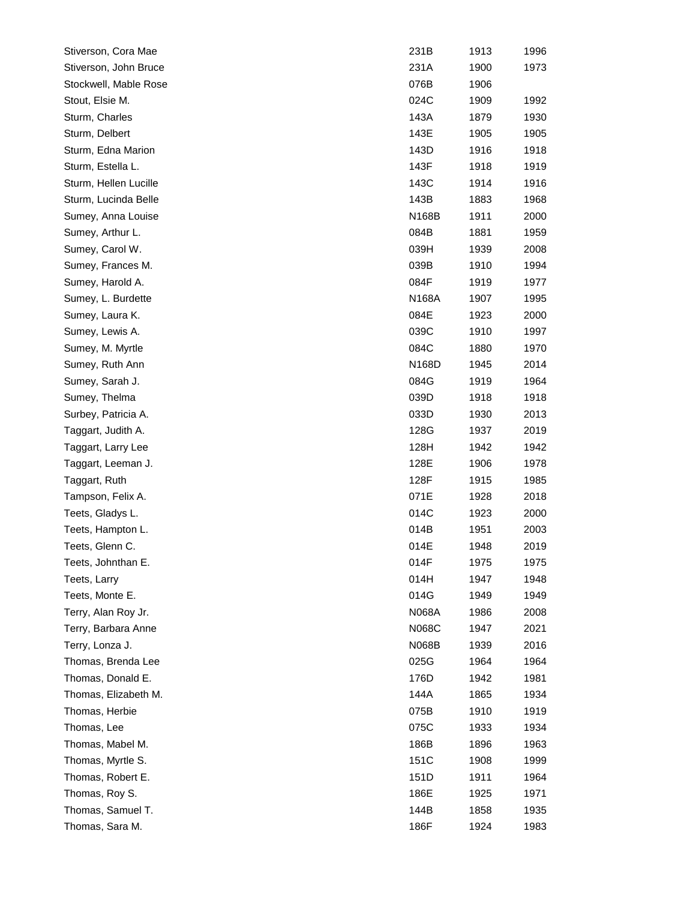| | | | |
|---|---|---|---|
| Stiverson, Cora Mae | 231B | 1913 | 1996 |
| Stiverson, John Bruce | 231A | 1900 | 1973 |
| Stockwell, Mable Rose | 076B | 1906 | |
| Stout, Elsie M. | 024C | 1909 | 1992 |
| Sturm, Charles | 143A | 1879 | 1930 |
| Sturm, Delbert | 143E | 1905 | 1905 |
| Sturm, Edna Marion | 143D | 1916 | 1918 |
| Sturm, Estella L. | 143F | 1918 | 1919 |
| Sturm, Hellen Lucille | 143C | 1914 | 1916 |
| Sturm, Lucinda Belle | 143B | 1883 | 1968 |
| Sumey, Anna Louise | N168B | 1911 | 2000 |
| Sumey, Arthur L. | 084B | 1881 | 1959 |
| Sumey, Carol W. | 039H | 1939 | 2008 |
| Sumey, Frances M. | 039B | 1910 | 1994 |
| Sumey, Harold A. | 084F | 1919 | 1977 |
| Sumey, L. Burdette | N168A | 1907 | 1995 |
| Sumey, Laura K. | 084E | 1923 | 2000 |
| Sumey, Lewis A. | 039C | 1910 | 1997 |
| Sumey, M. Myrtle | 084C | 1880 | 1970 |
| Sumey, Ruth Ann | N168D | 1945 | 2014 |
| Sumey, Sarah J. | 084G | 1919 | 1964 |
| Sumey, Thelma | 039D | 1918 | 1918 |
| Surbey, Patricia A. | 033D | 1930 | 2013 |
| Taggart, Judith A. | 128G | 1937 | 2019 |
| Taggart, Larry Lee | 128H | 1942 | 1942 |
| Taggart, Leeman J. | 128E | 1906 | 1978 |
| Taggart, Ruth | 128F | 1915 | 1985 |
| Tampson, Felix A. | 071E | 1928 | 2018 |
| Teets, Gladys L. | 014C | 1923 | 2000 |
| Teets, Hampton L. | 014B | 1951 | 2003 |
| Teets, Glenn C. | 014E | 1948 | 2019 |
| Teets, Johnthan E. | 014F | 1975 | 1975 |
| Teets, Larry | 014H | 1947 | 1948 |
| Teets, Monte E. | 014G | 1949 | 1949 |
| Terry, Alan Roy Jr. | N068A | 1986 | 2008 |
| Terry, Barbara Anne | N068C | 1947 | 2021 |
| Terry, Lonza J. | N068B | 1939 | 2016 |
| Thomas, Brenda Lee | 025G | 1964 | 1964 |
| Thomas, Donald E. | 176D | 1942 | 1981 |
| Thomas, Elizabeth M. | 144A | 1865 | 1934 |
| Thomas, Herbie | 075B | 1910 | 1919 |
| Thomas, Lee | 075C | 1933 | 1934 |
| Thomas, Mabel M. | 186B | 1896 | 1963 |
| Thomas, Myrtle S. | 151C | 1908 | 1999 |
| Thomas, Robert E. | 151D | 1911 | 1964 |
| Thomas, Roy S. | 186E | 1925 | 1971 |
| Thomas, Samuel T. | 144B | 1858 | 1935 |
| Thomas, Sara M. | 186F | 1924 | 1983 |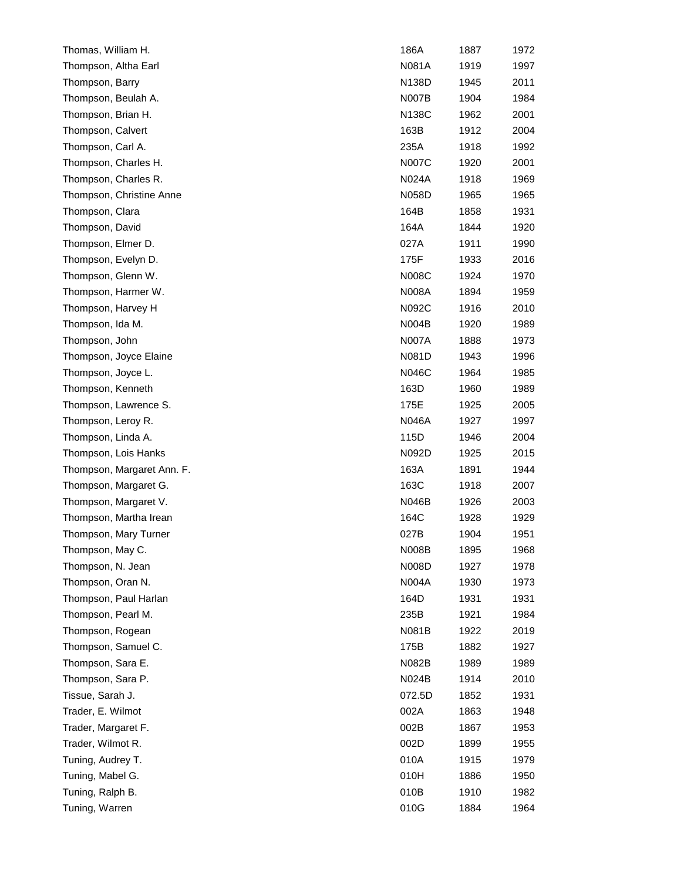| | | | |
|---|---|---|---|
| Thomas, William H. | 186A | 1887 | 1972 |
| Thompson, Altha Earl | N081A | 1919 | 1997 |
| Thompson, Barry | N138D | 1945 | 2011 |
| Thompson, Beulah A. | N007B | 1904 | 1984 |
| Thompson, Brian H. | N138C | 1962 | 2001 |
| Thompson, Calvert | 163B | 1912 | 2004 |
| Thompson, Carl A. | 235A | 1918 | 1992 |
| Thompson, Charles H. | N007C | 1920 | 2001 |
| Thompson, Charles R. | N024A | 1918 | 1969 |
| Thompson, Christine Anne | N058D | 1965 | 1965 |
| Thompson, Clara | 164B | 1858 | 1931 |
| Thompson, David | 164A | 1844 | 1920 |
| Thompson, Elmer D. | 027A | 1911 | 1990 |
| Thompson, Evelyn D. | 175F | 1933 | 2016 |
| Thompson, Glenn W. | N008C | 1924 | 1970 |
| Thompson, Harmer W. | N008A | 1894 | 1959 |
| Thompson, Harvey H | N092C | 1916 | 2010 |
| Thompson, Ida M. | N004B | 1920 | 1989 |
| Thompson, John | N007A | 1888 | 1973 |
| Thompson, Joyce Elaine | N081D | 1943 | 1996 |
| Thompson, Joyce L. | N046C | 1964 | 1985 |
| Thompson, Kenneth | 163D | 1960 | 1989 |
| Thompson, Lawrence S. | 175E | 1925 | 2005 |
| Thompson, Leroy R. | N046A | 1927 | 1997 |
| Thompson, Linda A. | 115D | 1946 | 2004 |
| Thompson, Lois Hanks | N092D | 1925 | 2015 |
| Thompson, Margaret Ann. F. | 163A | 1891 | 1944 |
| Thompson, Margaret G. | 163C | 1918 | 2007 |
| Thompson, Margaret V. | N046B | 1926 | 2003 |
| Thompson, Martha Irean | 164C | 1928 | 1929 |
| Thompson, Mary Turner | 027B | 1904 | 1951 |
| Thompson, May C. | N008B | 1895 | 1968 |
| Thompson, N. Jean | N008D | 1927 | 1978 |
| Thompson, Oran N. | N004A | 1930 | 1973 |
| Thompson, Paul Harlan | 164D | 1931 | 1931 |
| Thompson, Pearl M. | 235B | 1921 | 1984 |
| Thompson, Rogean | N081B | 1922 | 2019 |
| Thompson, Samuel C. | 175B | 1882 | 1927 |
| Thompson, Sara E. | N082B | 1989 | 1989 |
| Thompson, Sara P. | N024B | 1914 | 2010 |
| Tissue, Sarah J. | 072.5D | 1852 | 1931 |
| Trader, E. Wilmot | 002A | 1863 | 1948 |
| Trader, Margaret F. | 002B | 1867 | 1953 |
| Trader, Wilmot R. | 002D | 1899 | 1955 |
| Tuning, Audrey T. | 010A | 1915 | 1979 |
| Tuning, Mabel G. | 010H | 1886 | 1950 |
| Tuning, Ralph B. | 010B | 1910 | 1982 |
| Tuning, Warren | 010G | 1884 | 1964 |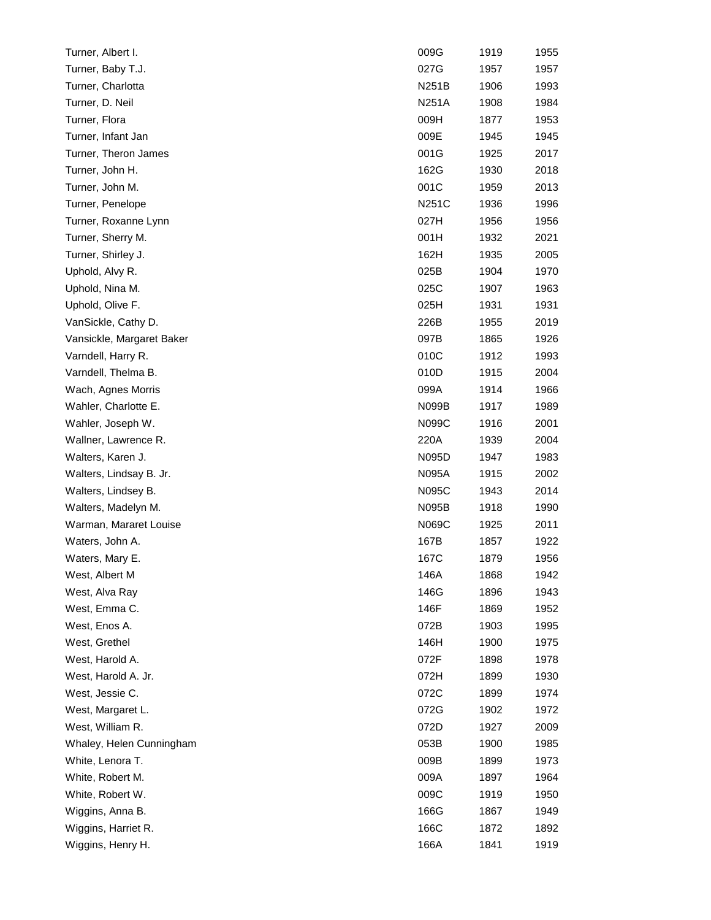| | | | |
|---|---|---|---|
| Turner, Albert I. | 009G | 1919 | 1955 |
| Turner, Baby T.J. | 027G | 1957 | 1957 |
| Turner, Charlotta | N251B | 1906 | 1993 |
| Turner, D. Neil | N251A | 1908 | 1984 |
| Turner, Flora | 009H | 1877 | 1953 |
| Turner, Infant Jan | 009E | 1945 | 1945 |
| Turner, Theron James | 001G | 1925 | 2017 |
| Turner, John H. | 162G | 1930 | 2018 |
| Turner, John M. | 001C | 1959 | 2013 |
| Turner, Penelope | N251C | 1936 | 1996 |
| Turner, Roxanne Lynn | 027H | 1956 | 1956 |
| Turner, Sherry M. | 001H | 1932 | 2021 |
| Turner, Shirley J. | 162H | 1935 | 2005 |
| Uphold, Alvy R. | 025B | 1904 | 1970 |
| Uphold, Nina M. | 025C | 1907 | 1963 |
| Uphold, Olive F. | 025H | 1931 | 1931 |
| VanSickle, Cathy D. | 226B | 1955 | 2019 |
| Vansickle, Margaret Baker | 097B | 1865 | 1926 |
| Varndell, Harry R. | 010C | 1912 | 1993 |
| Varndell, Thelma B. | 010D | 1915 | 2004 |
| Wach, Agnes Morris | 099A | 1914 | 1966 |
| Wahler, Charlotte E. | N099B | 1917 | 1989 |
| Wahler, Joseph W. | N099C | 1916 | 2001 |
| Wallner, Lawrence R. | 220A | 1939 | 2004 |
| Walters, Karen J. | N095D | 1947 | 1983 |
| Walters, Lindsay B. Jr. | N095A | 1915 | 2002 |
| Walters, Lindsey B. | N095C | 1943 | 2014 |
| Walters, Madelyn M. | N095B | 1918 | 1990 |
| Warman, Mararet Louise | N069C | 1925 | 2011 |
| Waters, John A. | 167B | 1857 | 1922 |
| Waters, Mary E. | 167C | 1879 | 1956 |
| West, Albert M | 146A | 1868 | 1942 |
| West, Alva Ray | 146G | 1896 | 1943 |
| West, Emma C. | 146F | 1869 | 1952 |
| West, Enos A. | 072B | 1903 | 1995 |
| West, Grethel | 146H | 1900 | 1975 |
| West, Harold A. | 072F | 1898 | 1978 |
| West, Harold A. Jr. | 072H | 1899 | 1930 |
| West, Jessie C. | 072C | 1899 | 1974 |
| West, Margaret L. | 072G | 1902 | 1972 |
| West, William R. | 072D | 1927 | 2009 |
| Whaley, Helen Cunningham | 053B | 1900 | 1985 |
| White, Lenora T. | 009B | 1899 | 1973 |
| White, Robert M. | 009A | 1897 | 1964 |
| White, Robert W. | 009C | 1919 | 1950 |
| Wiggins, Anna B. | 166G | 1867 | 1949 |
| Wiggins, Harriet R. | 166C | 1872 | 1892 |
| Wiggins, Henry H. | 166A | 1841 | 1919 |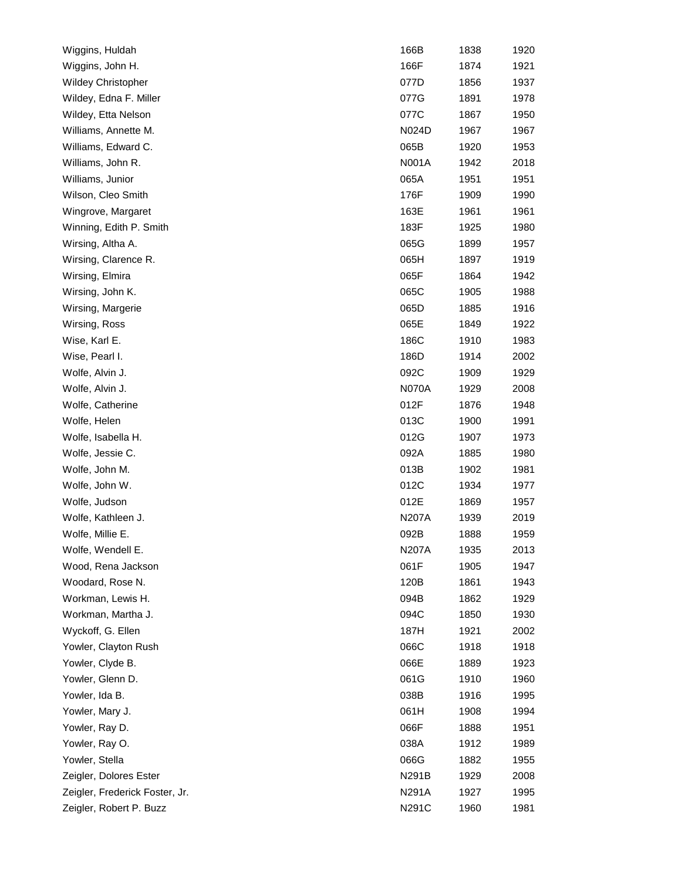| | | | |
|---|---|---|---|
| Wiggins, Huldah | 166B | 1838 | 1920 |
| Wiggins, John H. | 166F | 1874 | 1921 |
| Wildey Christopher | 077D | 1856 | 1937 |
| Wildey, Edna F. Miller | 077G | 1891 | 1978 |
| Wildey, Etta Nelson | 077C | 1867 | 1950 |
| Williams, Annette M. | N024D | 1967 | 1967 |
| Williams, Edward C. | 065B | 1920 | 1953 |
| Williams, John R. | N001A | 1942 | 2018 |
| Williams, Junior | 065A | 1951 | 1951 |
| Wilson, Cleo Smith | 176F | 1909 | 1990 |
| Wingrove, Margaret | 163E | 1961 | 1961 |
| Winning, Edith P. Smith | 183F | 1925 | 1980 |
| Wirsing, Altha A. | 065G | 1899 | 1957 |
| Wirsing, Clarence R. | 065H | 1897 | 1919 |
| Wirsing, Elmira | 065F | 1864 | 1942 |
| Wirsing, John K. | 065C | 1905 | 1988 |
| Wirsing, Margerie | 065D | 1885 | 1916 |
| Wirsing, Ross | 065E | 1849 | 1922 |
| Wise, Karl E. | 186C | 1910 | 1983 |
| Wise, Pearl I. | 186D | 1914 | 2002 |
| Wolfe, Alvin J. | 092C | 1909 | 1929 |
| Wolfe, Alvin J. | N070A | 1929 | 2008 |
| Wolfe, Catherine | 012F | 1876 | 1948 |
| Wolfe, Helen | 013C | 1900 | 1991 |
| Wolfe, Isabella H. | 012G | 1907 | 1973 |
| Wolfe, Jessie C. | 092A | 1885 | 1980 |
| Wolfe, John M. | 013B | 1902 | 1981 |
| Wolfe, John W. | 012C | 1934 | 1977 |
| Wolfe, Judson | 012E | 1869 | 1957 |
| Wolfe, Kathleen J. | N207A | 1939 | 2019 |
| Wolfe, Millie E. | 092B | 1888 | 1959 |
| Wolfe, Wendell E. | N207A | 1935 | 2013 |
| Wood, Rena Jackson | 061F | 1905 | 1947 |
| Woodard, Rose N. | 120B | 1861 | 1943 |
| Workman, Lewis H. | 094B | 1862 | 1929 |
| Workman, Martha J. | 094C | 1850 | 1930 |
| Wyckoff, G. Ellen | 187H | 1921 | 2002 |
| Yowler, Clayton Rush | 066C | 1918 | 1918 |
| Yowler, Clyde B. | 066E | 1889 | 1923 |
| Yowler, Glenn D. | 061G | 1910 | 1960 |
| Yowler, Ida B. | 038B | 1916 | 1995 |
| Yowler, Mary J. | 061H | 1908 | 1994 |
| Yowler, Ray D. | 066F | 1888 | 1951 |
| Yowler, Ray O. | 038A | 1912 | 1989 |
| Yowler, Stella | 066G | 1882 | 1955 |
| Zeigler, Dolores Ester | N291B | 1929 | 2008 |
| Zeigler, Frederick Foster, Jr. | N291A | 1927 | 1995 |
| Zeigler, Robert P. Buzz | N291C | 1960 | 1981 |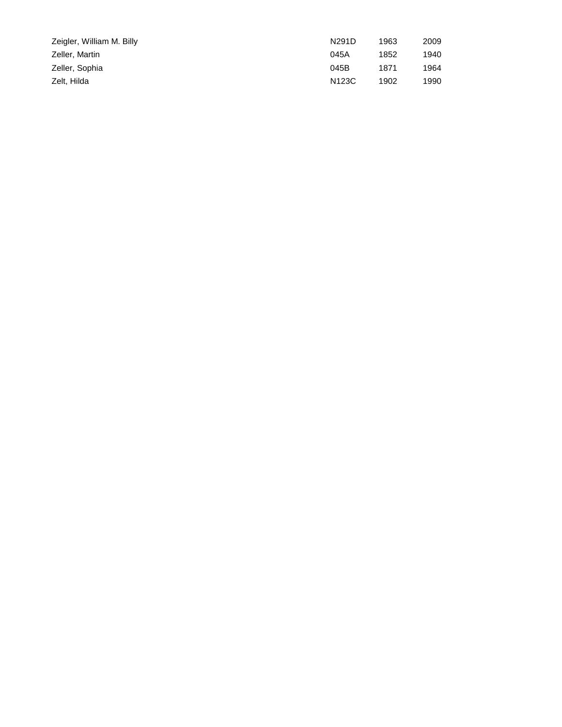| | | | |
|---|---|---|---|
| Zeigler, William M. Billy | N291D | 1963 | 2009 |
| Zeller, Martin | 045A | 1852 | 1940 |
| Zeller, Sophia | 045B | 1871 | 1964 |
| Zelt, Hilda | N123C | 1902 | 1990 |